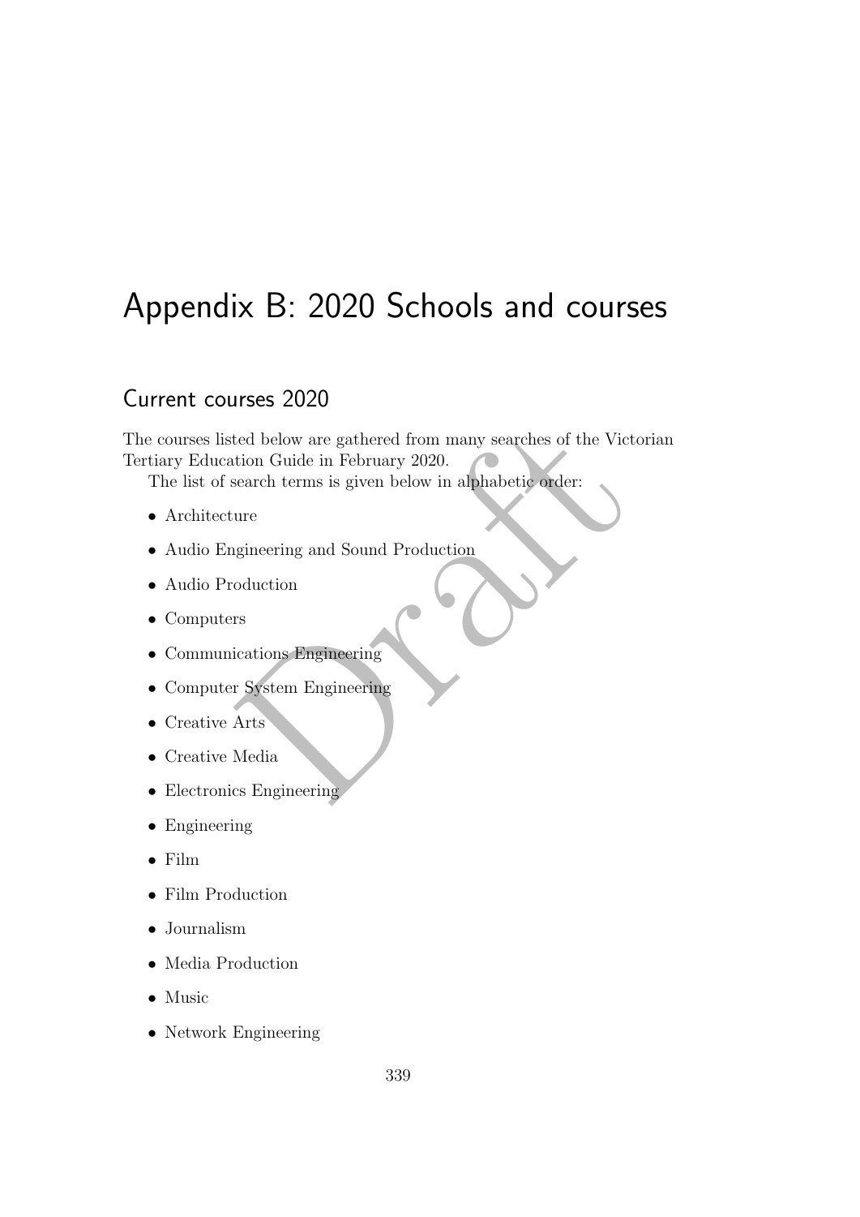# Appendix B: 2020 Schools and courses

## Current courses 2020

The courses listed below are gathered from many searches of the Victorian Tertiary Education Guide in February 2020.

The list of search terms is given below in alphabetic order:

- Architecture
- Audio Engineering and Sound Production
- Audio Production
- Computers
- Communications Engineering
- Computer System Engineering
- Creative Arts
- Creative Media
- Electronics Engineering
- Engineering
- Film
- Film Production
- Journalism
- Media Production
- Music
- Network Engineering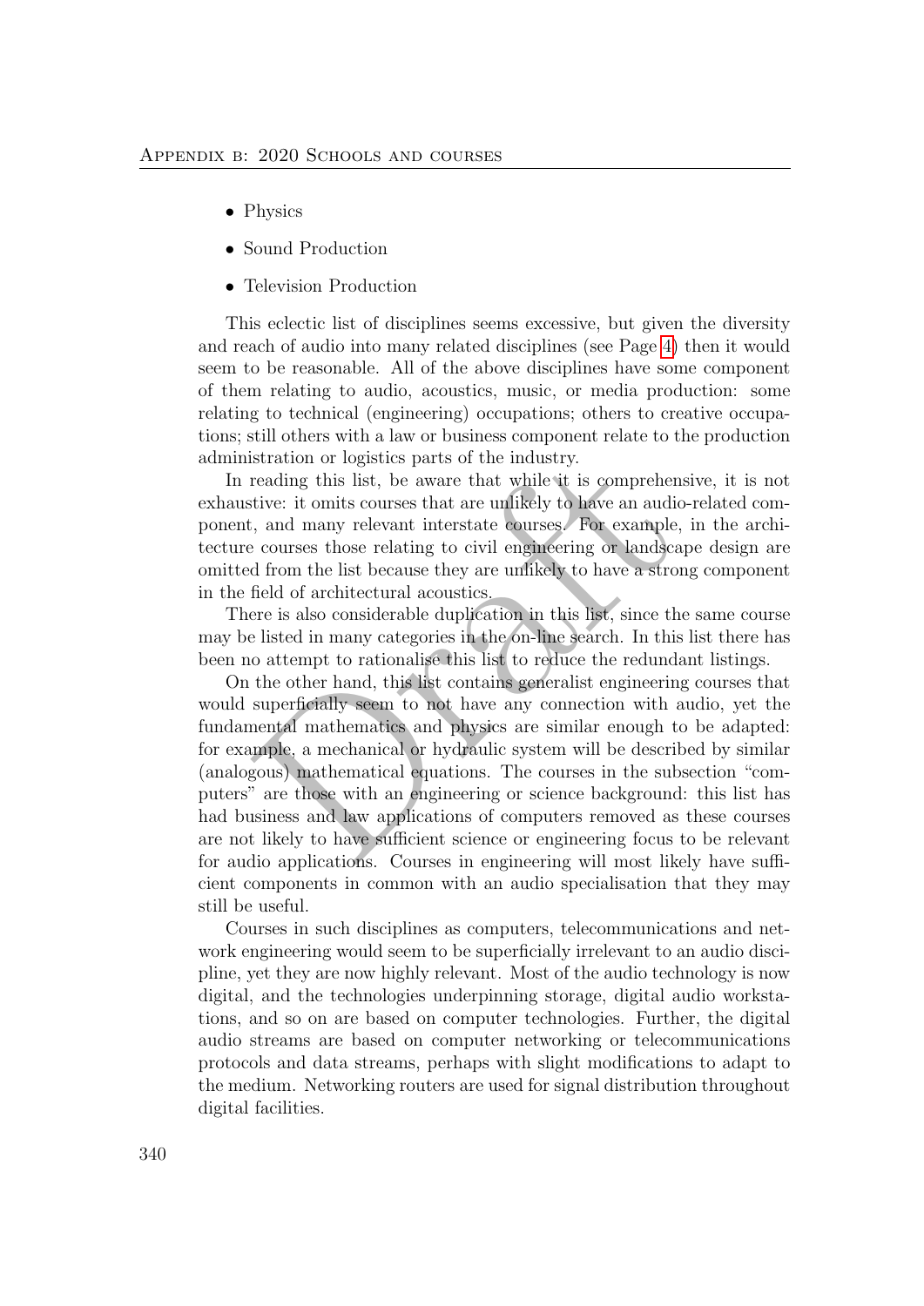- Physics
- Sound Production
- Television Production

This eclectic list of disciplines seems excessive, but given the diversity and reach of audio into many related disciplines (see Page 4) then it would seem to be reasonable. All of the above disciplines have some component of them relating to audio, acoustics, music, or media production: some relating to technical (engineering) occupations; others to creative occupations; still others with a law or business component relate to the production administration or logistics parts of the industry.

In reading this list, be aware that while it is comprehensive, it is not exhaustive: it omits courses that are unlikely to have an audio-related component, and many relevant interstate courses. For example, in the architecture courses those relating to civil engineering or landscape design are omitted from the list because they are unlikely to have a strong component in the field of architectural acoustics.

There is also considerable duplication in this list, since the same course may be listed in many categories in the on-line search. In this list there has been no attempt to rationalise this list to reduce the redundant listings.

On the other hand, this list contains generalist engineering courses that would superficially seem to not have any connection with audio, yet the fundamental mathematics and physics are similar enough to be adapted: for example, a mechanical or hydraulic system will be described by similar (analogous) mathematical equations. The courses in the subsection "computers" are those with an engineering or science background: this list has had business and law applications of computers removed as these courses are not likely to have sufficient science or engineering focus to be relevant for audio applications. Courses in engineering will most likely have sufficient components in common with an audio specialisation that they may still be useful.

Courses in such disciplines as computers, telecommunications and network engineering would seem to be superficially irrelevant to an audio discipline, yet they are now highly relevant. Most of the audio technology is now digital, and the technologies underpinning storage, digital audio workstations, and so on are based on computer technologies. Further, the digital audio streams are based on computer networking or telecommunications protocols and data streams, perhaps with slight modifications to adapt to the medium. Networking routers are used for signal distribution throughout digital facilities.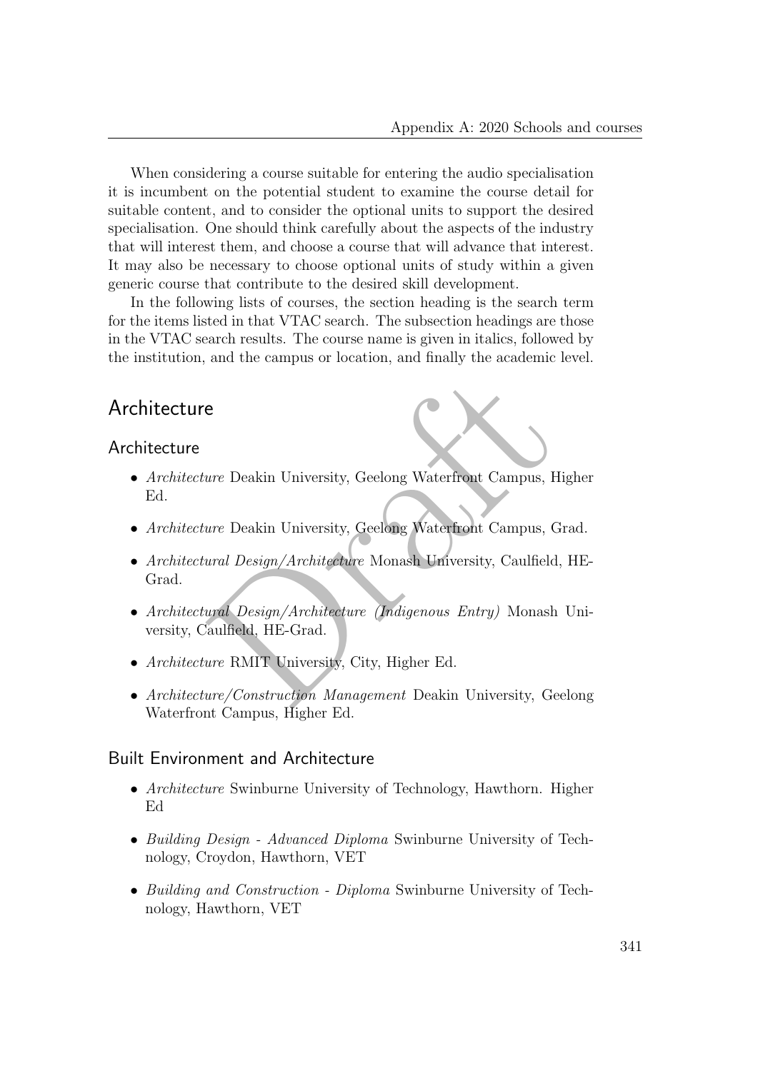When considering a course suitable for entering the audio specialisation it is incumbent on the potential student to examine the course detail for suitable content, and to consider the optional units to support the desired specialisation. One should think carefully about the aspects of the industry that will interest them, and choose a course that will advance that interest. It may also be necessary to choose optional units of study within a given generic course that contribute to the desired skill development.

In the following lists of courses, the section heading is the search term for the items listed in that VTAC search. The subsection headings are those in the VTAC search results. The course name is given in italics, followed by the institution, and the campus or location, and finally the academic level.

## Architecture

### Architecture

- *Architecture* Deakin University, Geelong Waterfront Campus, Higher Ed.
- *Architecture* Deakin University, Geelong Waterfront Campus, Grad.
- *Architectural Design/Architecture* Monash University, Caulfield, HE-Grad.
- *Architectural Design/Architecture (Indigenous Entry)* Monash University, Caulfield, HE-Grad.
- *Architecture* RMIT University, City, Higher Ed.
- *Architecture/Construction Management* Deakin University, Geelong Waterfront Campus, Higher Ed.

### Built Environment and Architecture

- *Architecture* Swinburne University of Technology, Hawthorn. Higher Ed
- *Building Design - Advanced Diploma* Swinburne University of Technology, Croydon, Hawthorn, VET
- *Building and Construction - Diploma* Swinburne University of Technology, Hawthorn, VET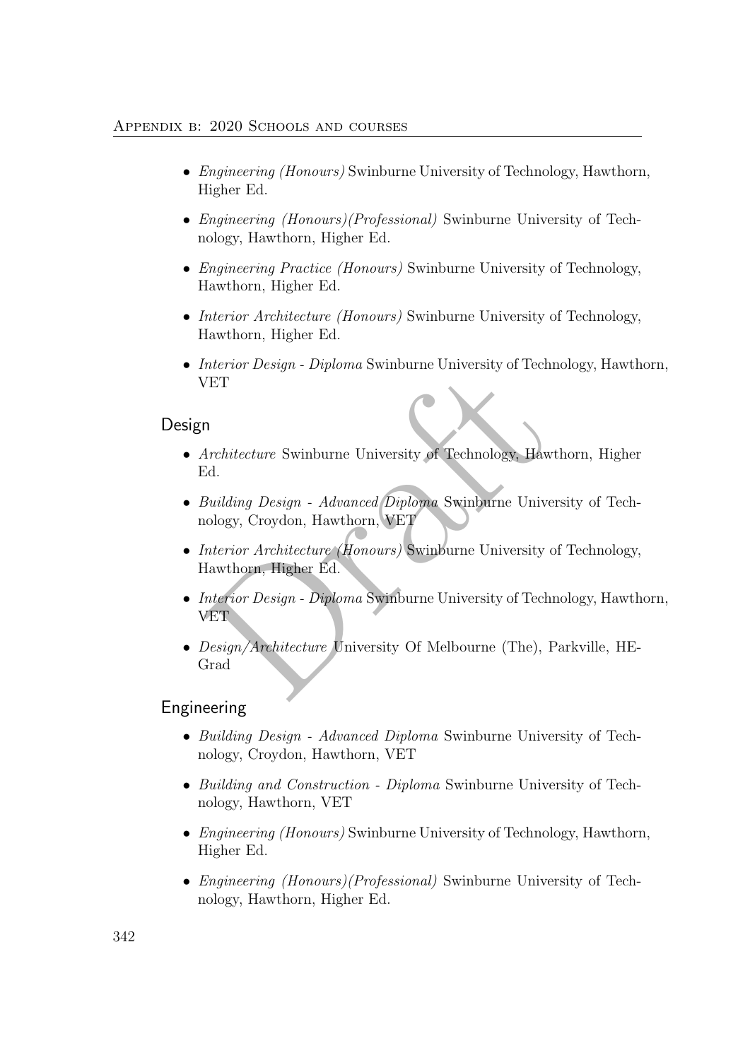- *Engineering (Honours)* Swinburne University of Technology, Hawthorn, Higher Ed.
- *Engineering (Honours)(Professional)* Swinburne University of Technology, Hawthorn, Higher Ed.
- *Engineering Practice (Honours)* Swinburne University of Technology, Hawthorn, Higher Ed.
- *Interior Architecture (Honours)* Swinburne University of Technology, Hawthorn, Higher Ed.
- *Interior Design - Diploma* Swinburne University of Technology, Hawthorn, VET

## Design

- *Architecture* Swinburne University of Technology, Hawthorn, Higher Ed.
- *Building Design - Advanced Diploma* Swinburne University of Technology, Croydon, Hawthorn, VET
- *Interior Architecture (Honours)* Swinburne University of Technology, Hawthorn, Higher Ed.
- *Interior Design - Diploma* Swinburne University of Technology, Hawthorn, VET
- *Design/Architecture* University Of Melbourne (The), Parkville, HE-Grad

## Engineering

- *Building Design - Advanced Diploma* Swinburne University of Technology, Croydon, Hawthorn, VET
- *Building and Construction - Diploma* Swinburne University of Technology, Hawthorn, VET
- *Engineering (Honours)* Swinburne University of Technology, Hawthorn, Higher Ed.
- *Engineering (Honours)(Professional)* Swinburne University of Technology, Hawthorn, Higher Ed.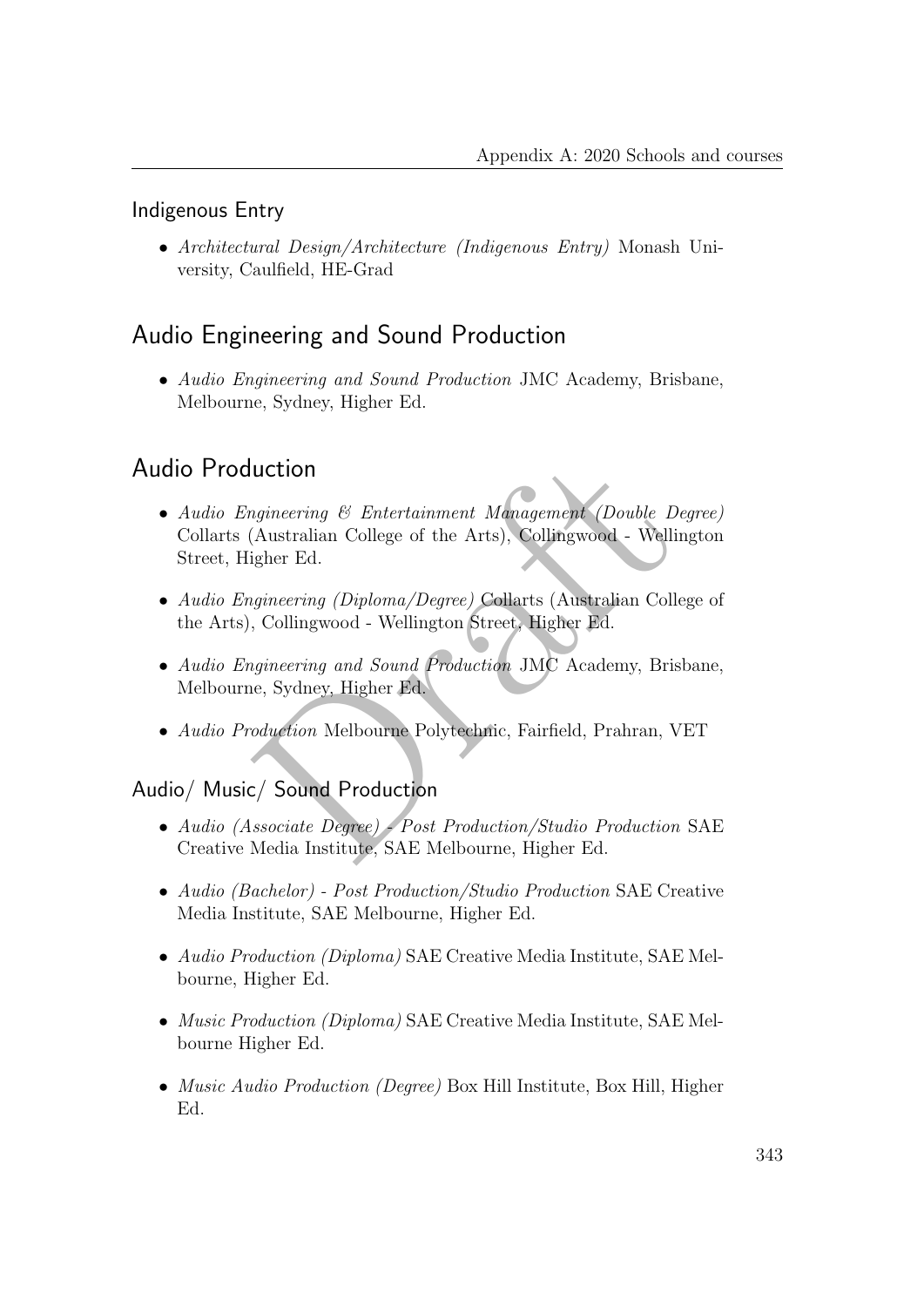## Indigenous Entry

- *Architectural Design/Architecture (Indigenous Entry)* Monash University, Caulfield, HE-Grad

# Audio Engineering and Sound Production

- *Audio Engineering and Sound Production* JMC Academy, Brisbane, Melbourne, Sydney, Higher Ed.

# Audio Production

- *Audio Engineering & Entertainment Management (Double Degree)* Collarts (Australian College of the Arts), Collingwood - Wellington Street, Higher Ed.
- *Audio Engineering (Diploma/Degree)* Collarts (Australian College of the Arts), Collingwood - Wellington Street, Higher Ed.
- *Audio Engineering and Sound Production* JMC Academy, Brisbane, Melbourne, Sydney, Higher Ed.
- *Audio Production* Melbourne Polytechnic, Fairfield, Prahran, VET

## Audio/ Music/ Sound Production

- *Audio (Associate Degree) - Post Production/Studio Production* SAE Creative Media Institute, SAE Melbourne, Higher Ed.
- *Audio (Bachelor) - Post Production/Studio Production* SAE Creative Media Institute, SAE Melbourne, Higher Ed.
- *Audio Production (Diploma)* SAE Creative Media Institute, SAE Melbourne, Higher Ed.
- *Music Production (Diploma)* SAE Creative Media Institute, SAE Melbourne Higher Ed.
- *Music Audio Production (Degree)* Box Hill Institute, Box Hill, Higher Ed.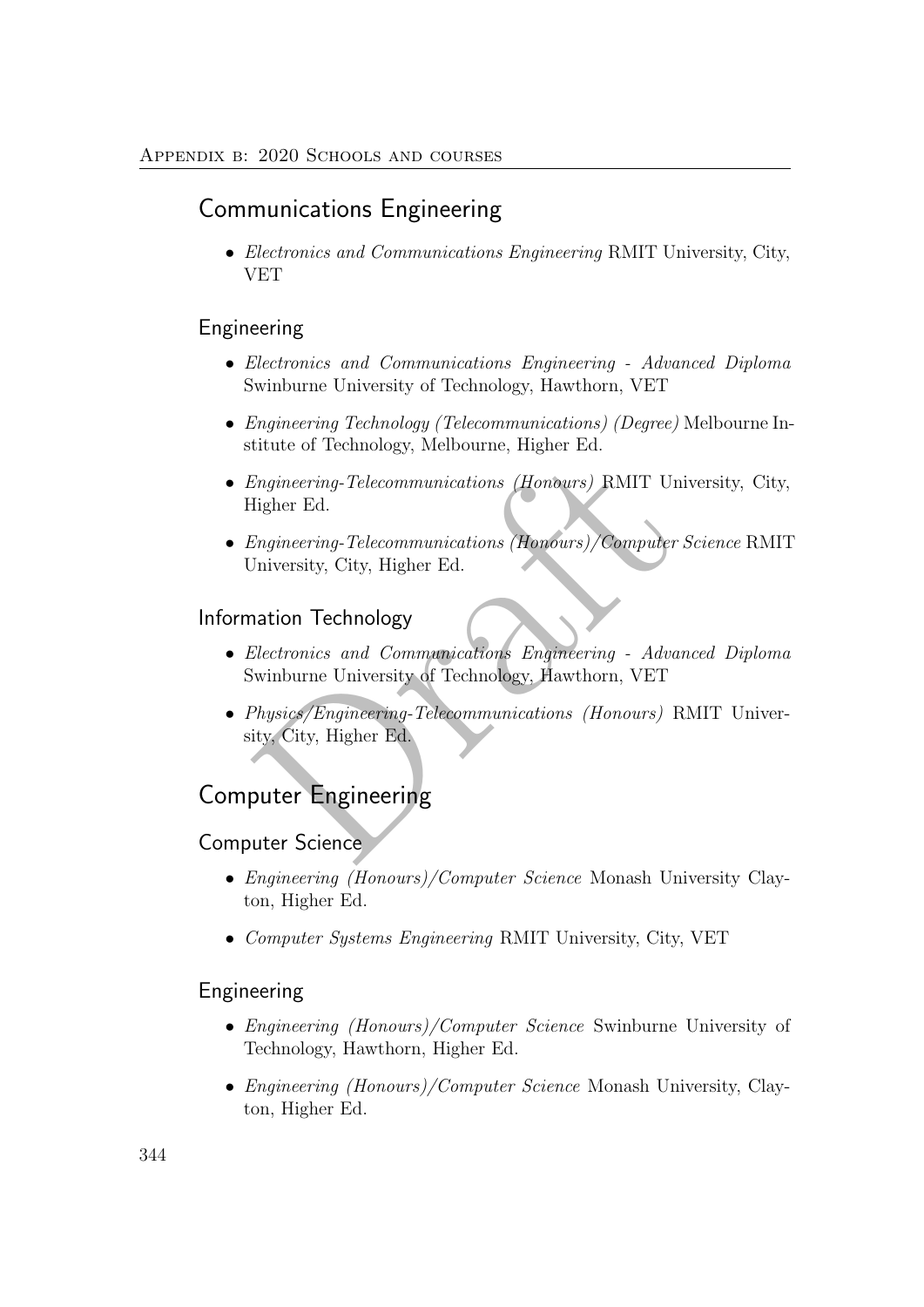## Communications Engineering

- *Electronics and Communications Engineering* RMIT University, City, VET

### Engineering

- *Electronics and Communications Engineering - Advanced Diploma* Swinburne University of Technology, Hawthorn, VET
- *Engineering Technology (Telecommunications) (Degree)* Melbourne Institute of Technology, Melbourne, Higher Ed.
- *Engineering-Telecommunications (Honours)* RMIT University, City, Higher Ed.
- *Engineering-Telecommunications (Honours)/Computer Science* RMIT University, City, Higher Ed.

### Information Technology

- *Electronics and Communications Engineering - Advanced Diploma* Swinburne University of Technology, Hawthorn, VET
- *Physics/Engineering-Telecommunications (Honours)* RMIT University, City, Higher Ed.

## Computer Engineering

### Computer Science

- *Engineering (Honours)/Computer Science* Monash University Clayton, Higher Ed.
- *Computer Systems Engineering* RMIT University, City, VET

### Engineering

- *Engineering (Honours)/Computer Science* Swinburne University of Technology, Hawthorn, Higher Ed.
- *Engineering (Honours)/Computer Science* Monash University, Clayton, Higher Ed.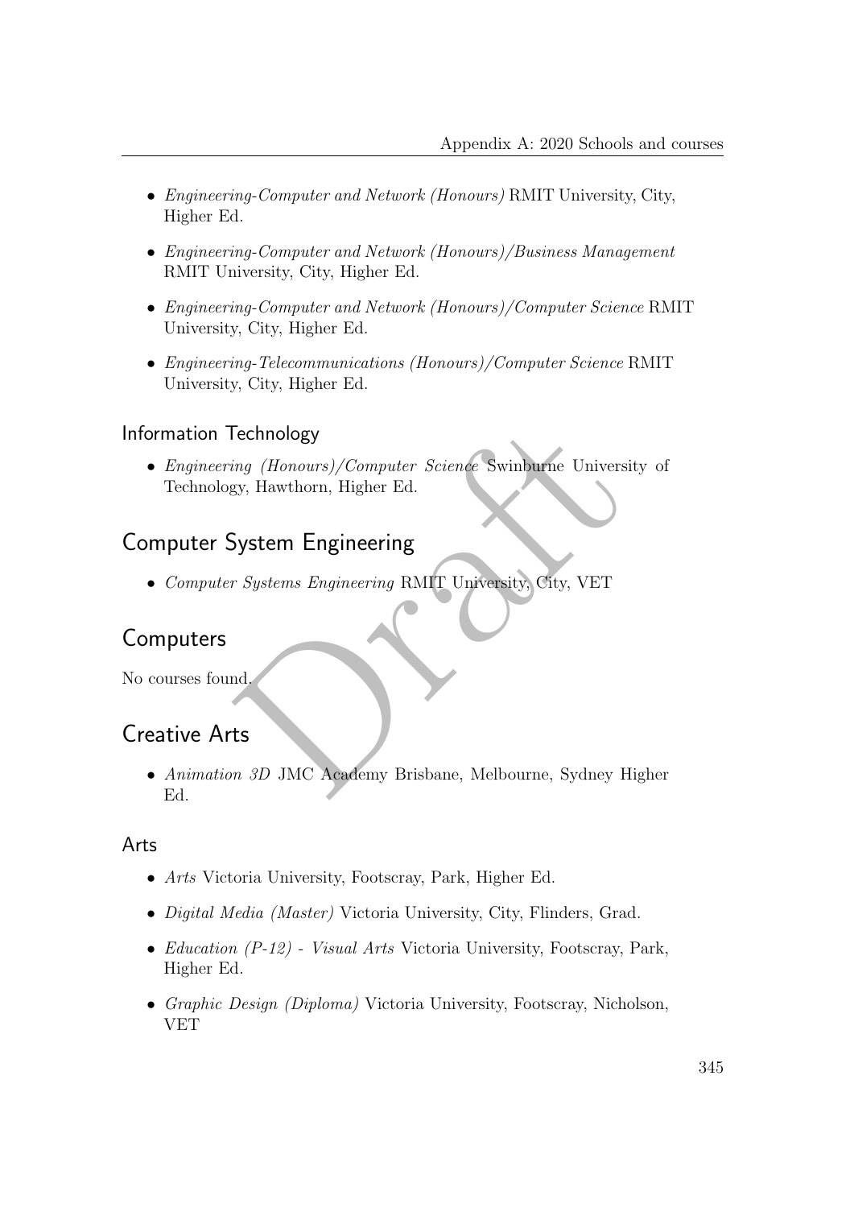- *Engineering-Computer and Network (Honours)* RMIT University, City, Higher Ed.
- *Engineering-Computer and Network (Honours)/Business Management* RMIT University, City, Higher Ed.
- *Engineering-Computer and Network (Honours)/Computer Science* RMIT University, City, Higher Ed.
- *Engineering-Telecommunications (Honours)/Computer Science* RMIT University, City, Higher Ed.

### Information Technology

- *Engineering (Honours)/Computer Science* Swinburne University of Technology, Hawthorn, Higher Ed.

## Computer System Engineering

- *Computer Systems Engineering* RMIT University, City, VET

## Computers

No courses found.

## Creative Arts

- *Animation 3D* JMC Academy Brisbane, Melbourne, Sydney Higher Ed.

### Arts

- *Arts* Victoria University, Footscray, Park, Higher Ed.
- *Digital Media (Master)* Victoria University, City, Flinders, Grad.
- *Education (P-12) - Visual Arts* Victoria University, Footscray, Park, Higher Ed.
- *Graphic Design (Diploma)* Victoria University, Footscray, Nicholson, VET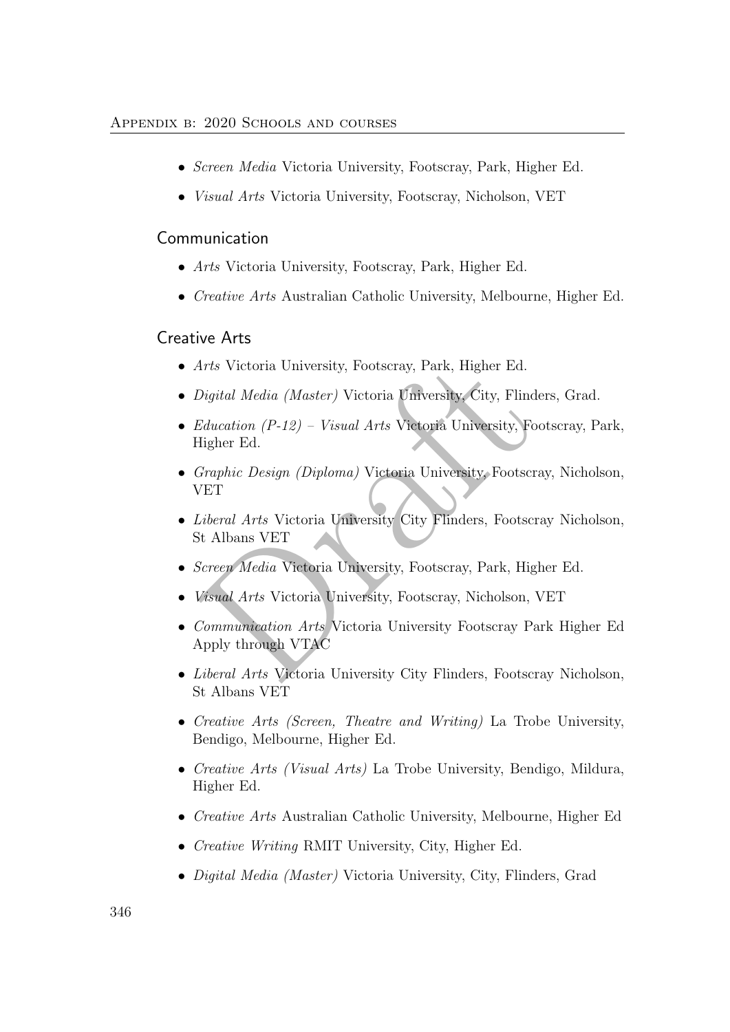- *Screen Media* Victoria University, Footscray, Park, Higher Ed.
- *Visual Arts* Victoria University, Footscray, Nicholson, VET

### Communication

- *Arts* Victoria University, Footscray, Park, Higher Ed.
- *Creative Arts* Australian Catholic University, Melbourne, Higher Ed.

### Creative Arts

- *Arts* Victoria University, Footscray, Park, Higher Ed.
- *Digital Media (Master)* Victoria University, City, Flinders, Grad.
- *Education (P-12) – Visual Arts* Victoria University, Footscray, Park, Higher Ed.
- *Graphic Design (Diploma)* Victoria University, Footscray, Nicholson, VET
- *Liberal Arts* Victoria University City Flinders, Footscray Nicholson, St Albans VET
- *Screen Media* Victoria University, Footscray, Park, Higher Ed.
- *Visual Arts* Victoria University, Footscray, Nicholson, VET
- *Communication Arts* Victoria University Footscray Park Higher Ed Apply through VTAC
- *Liberal Arts* Victoria University City Flinders, Footscray Nicholson, St Albans VET
- *Creative Arts (Screen, Theatre and Writing)* La Trobe University, Bendigo, Melbourne, Higher Ed.
- *Creative Arts (Visual Arts)* La Trobe University, Bendigo, Mildura, Higher Ed.
- *Creative Arts* Australian Catholic University, Melbourne, Higher Ed
- *Creative Writing* RMIT University, City, Higher Ed.
- *Digital Media (Master)* Victoria University, City, Flinders, Grad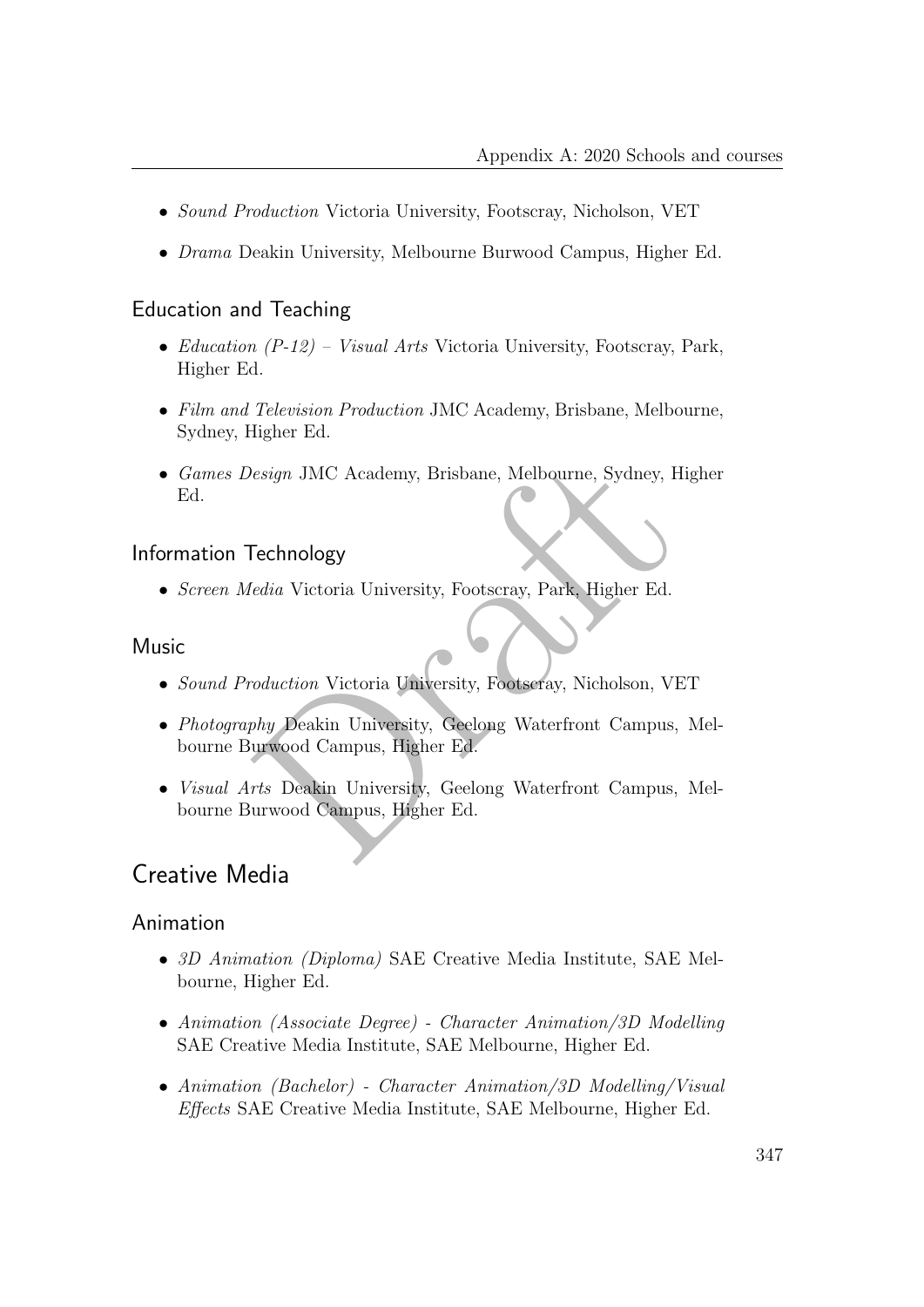- *Sound Production* Victoria University, Footscray, Nicholson, VET
- *Drama* Deakin University, Melbourne Burwood Campus, Higher Ed.

### Education and Teaching

- *Education (P-12) – Visual Arts* Victoria University, Footscray, Park, Higher Ed.
- *Film and Television Production* JMC Academy, Brisbane, Melbourne, Sydney, Higher Ed.
- *Games Design* JMC Academy, Brisbane, Melbourne, Sydney, Higher Ed.

### Information Technology

- *Screen Media* Victoria University, Footscray, Park, Higher Ed.

### Music

- *Sound Production* Victoria University, Footscray, Nicholson, VET
- *Photography* Deakin University, Geelong Waterfront Campus, Melbourne Burwood Campus, Higher Ed.
- *Visual Arts* Deakin University, Geelong Waterfront Campus, Melbourne Burwood Campus, Higher Ed.

## Creative Media

### Animation

- *3D Animation (Diploma)* SAE Creative Media Institute, SAE Melbourne, Higher Ed.
- *Animation (Associate Degree) - Character Animation/3D Modelling* SAE Creative Media Institute, SAE Melbourne, Higher Ed.
- *Animation (Bachelor) - Character Animation/3D Modelling/Visual Effects* SAE Creative Media Institute, SAE Melbourne, Higher Ed.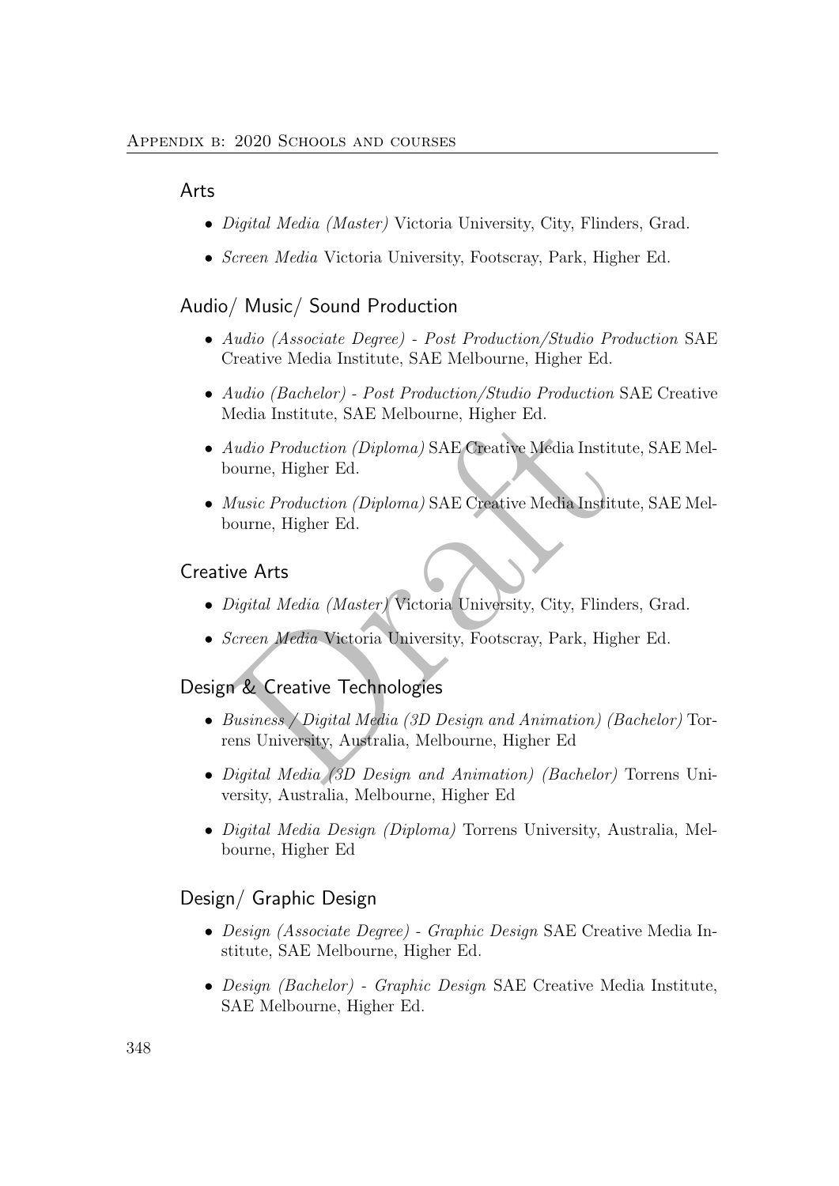## Arts

- *Digital Media (Master)* Victoria University, City, Flinders, Grad.
- *Screen Media* Victoria University, Footscray, Park, Higher Ed.

## Audio/ Music/ Sound Production

- *Audio (Associate Degree) - Post Production/Studio Production* SAE Creative Media Institute, SAE Melbourne, Higher Ed.
- *Audio (Bachelor) - Post Production/Studio Production* SAE Creative Media Institute, SAE Melbourne, Higher Ed.
- *Audio Production (Diploma)* SAE Creative Media Institute, SAE Melbourne, Higher Ed.
- *Music Production (Diploma)* SAE Creative Media Institute, SAE Melbourne, Higher Ed.

## Creative Arts

- *Digital Media (Master)* Victoria University, City, Flinders, Grad.
- *Screen Media* Victoria University, Footscray, Park, Higher Ed.

## Design & Creative Technologies

- *Business / Digital Media (3D Design and Animation) (Bachelor)* Torrens University, Australia, Melbourne, Higher Ed
- *Digital Media (3D Design and Animation) (Bachelor)* Torrens University, Australia, Melbourne, Higher Ed
- *Digital Media Design (Diploma)* Torrens University, Australia, Melbourne, Higher Ed

## Design/ Graphic Design

- *Design (Associate Degree) - Graphic Design* SAE Creative Media Institute, SAE Melbourne, Higher Ed.
- *Design (Bachelor) - Graphic Design* SAE Creative Media Institute, SAE Melbourne, Higher Ed.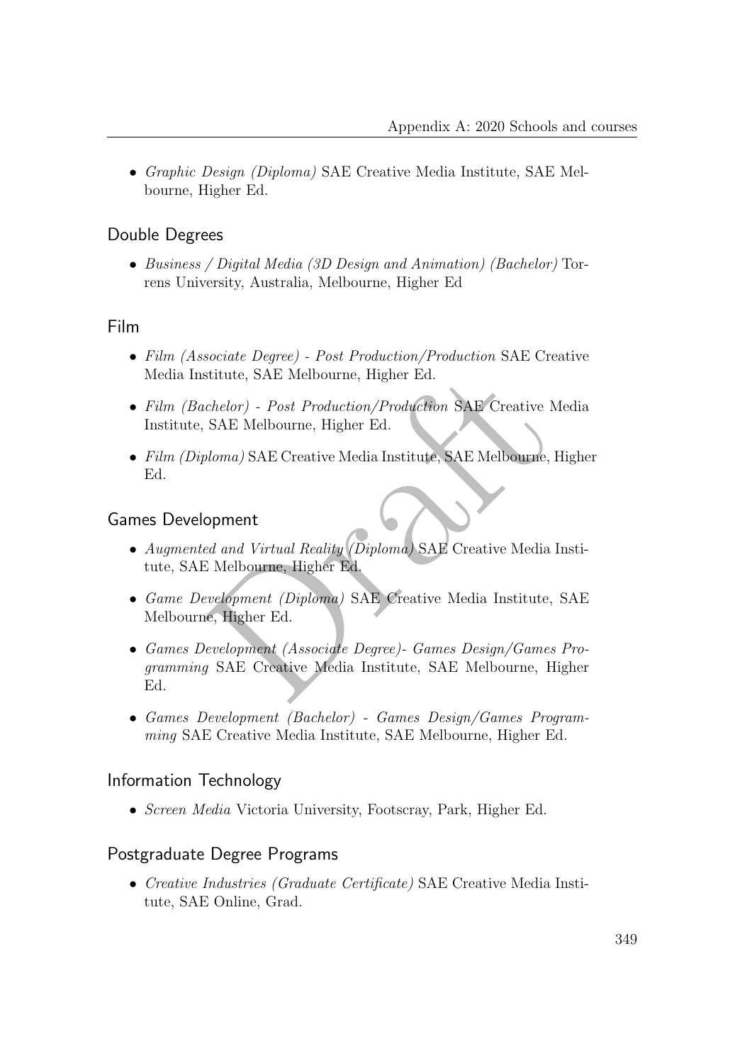- *Graphic Design (Diploma)* SAE Creative Media Institute, SAE Melbourne, Higher Ed.

## Double Degrees

- *Business / Digital Media (3D Design and Animation) (Bachelor)* Torrens University, Australia, Melbourne, Higher Ed

## Film

- *Film (Associate Degree) - Post Production/Production* SAE Creative Media Institute, SAE Melbourne, Higher Ed.
- *Film (Bachelor) - Post Production/Production* SAE Creative Media Institute, SAE Melbourne, Higher Ed.
- *Film (Diploma)* SAE Creative Media Institute, SAE Melbourne, Higher Ed.

## Games Development

- *Augmented and Virtual Reality (Diploma)* SAE Creative Media Institute, SAE Melbourne, Higher Ed.
- *Game Development (Diploma)* SAE Creative Media Institute, SAE Melbourne, Higher Ed.
- *Games Development (Associate Degree)- Games Design/Games Programming* SAE Creative Media Institute, SAE Melbourne, Higher Ed.
- *Games Development (Bachelor) - Games Design/Games Programming* SAE Creative Media Institute, SAE Melbourne, Higher Ed.

## Information Technology

- *Screen Media* Victoria University, Footscray, Park, Higher Ed.

## Postgraduate Degree Programs

- *Creative Industries (Graduate Certificate)* SAE Creative Media Institute, SAE Online, Grad.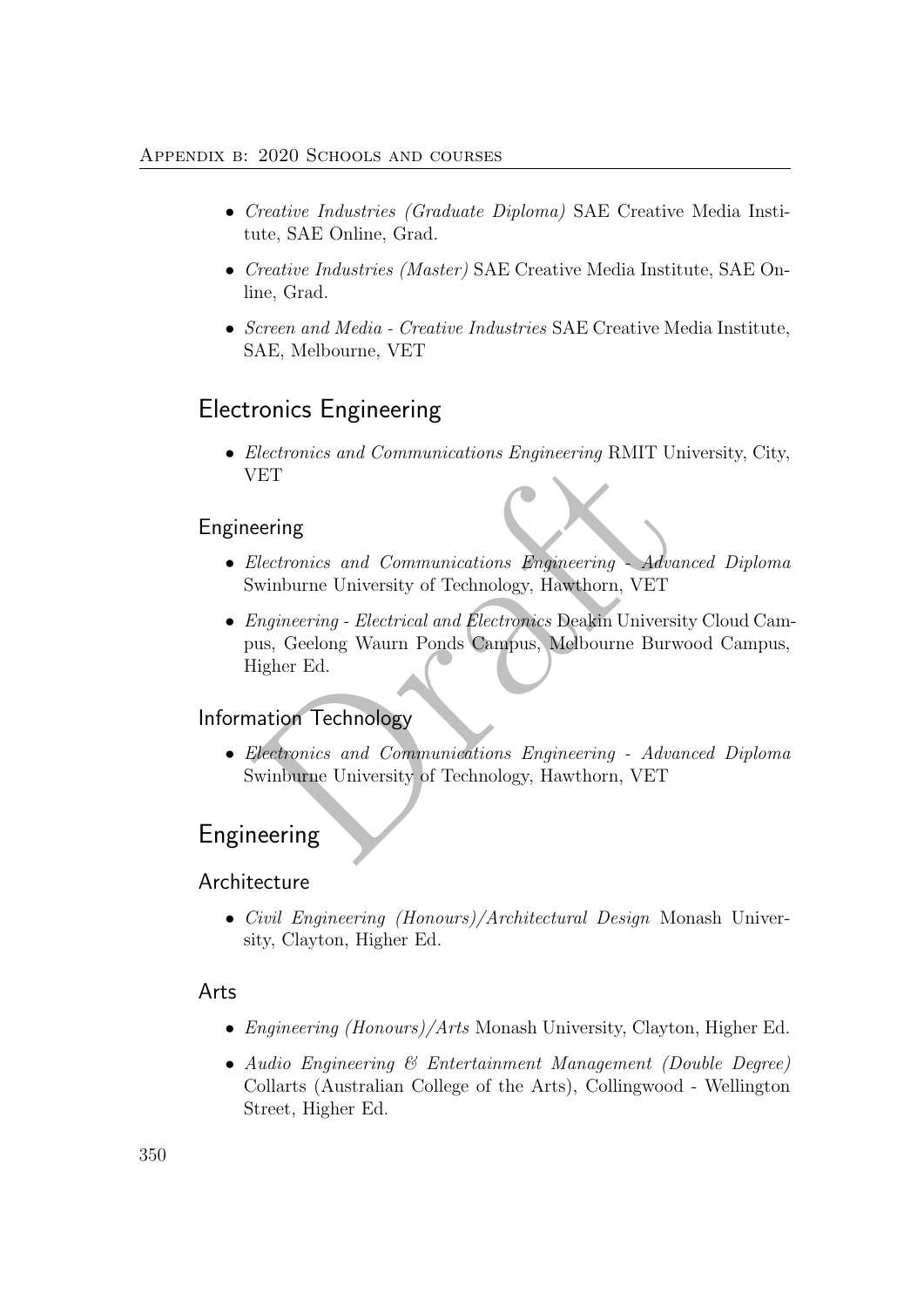- *Creative Industries (Graduate Diploma)* SAE Creative Media Institute, SAE Online, Grad.
- *Creative Industries (Master)* SAE Creative Media Institute, SAE Online, Grad.
- *Screen and Media - Creative Industries* SAE Creative Media Institute, SAE, Melbourne, VET

## Electronics Engineering

- *Electronics and Communications Engineering* RMIT University, City, VET

### Engineering

- *Electronics and Communications Engineering - Advanced Diploma* Swinburne University of Technology, Hawthorn, VET
- *Engineering - Electrical and Electronics* Deakin University Cloud Campus, Geelong Waurn Ponds Campus, Melbourne Burwood Campus, Higher Ed.

### Information Technology

- *Electronics and Communications Engineering - Advanced Diploma* Swinburne University of Technology, Hawthorn, VET

## Engineering

### Architecture

- *Civil Engineering (Honours)/Architectural Design* Monash University, Clayton, Higher Ed.

### Arts

- *Engineering (Honours)/Arts* Monash University, Clayton, Higher Ed.
- *Audio Engineering & Entertainment Management (Double Degree)* Collarts (Australian College of the Arts), Collingwood - Wellington Street, Higher Ed.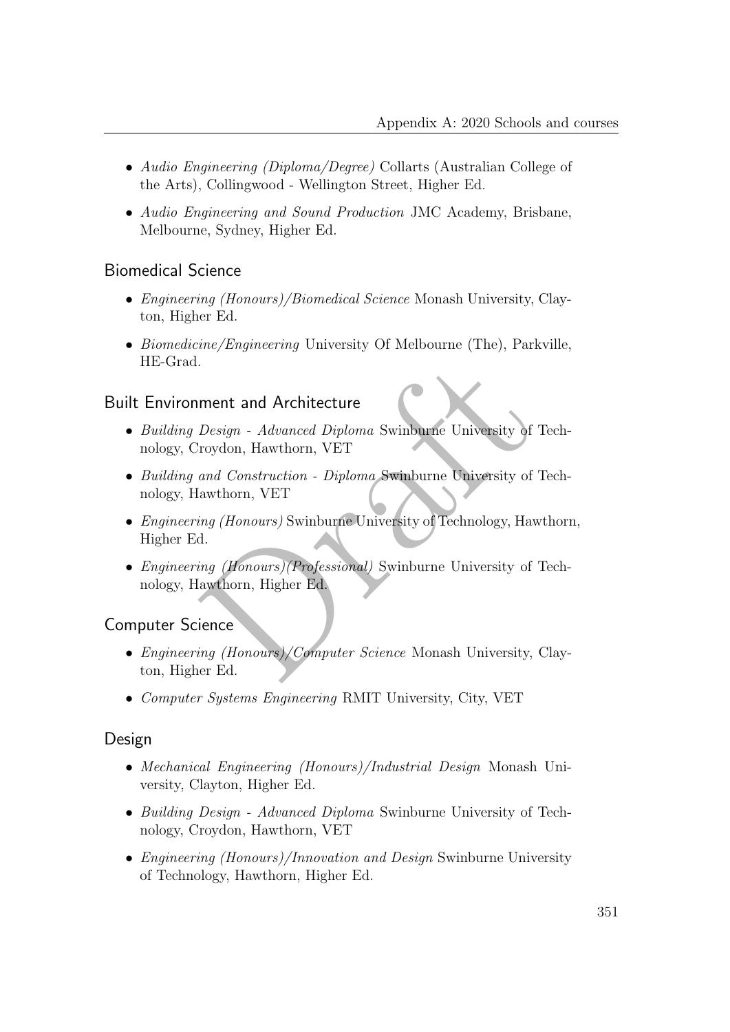- *Audio Engineering (Diploma/Degree)* Collarts (Australian College of the Arts), Collingwood - Wellington Street, Higher Ed.
- *Audio Engineering and Sound Production* JMC Academy, Brisbane, Melbourne, Sydney, Higher Ed.

## Biomedical Science

- *Engineering (Honours)/Biomedical Science* Monash University, Clayton, Higher Ed.
- *Biomedicine/Engineering* University Of Melbourne (The), Parkville, HE-Grad.

## Built Environment and Architecture

- *Building Design - Advanced Diploma* Swinburne University of Technology, Croydon, Hawthorn, VET
- *Building and Construction - Diploma* Swinburne University of Technology, Hawthorn, VET
- *Engineering (Honours)* Swinburne University of Technology, Hawthorn, Higher Ed.
- *Engineering (Honours)(Professional)* Swinburne University of Technology, Hawthorn, Higher Ed.

## Computer Science

- *Engineering (Honours)/Computer Science* Monash University, Clayton, Higher Ed.
- *Computer Systems Engineering* RMIT University, City, VET

## Design

- *Mechanical Engineering (Honours)/Industrial Design* Monash University, Clayton, Higher Ed.
- *Building Design - Advanced Diploma* Swinburne University of Technology, Croydon, Hawthorn, VET
- *Engineering (Honours)/Innovation and Design* Swinburne University of Technology, Hawthorn, Higher Ed.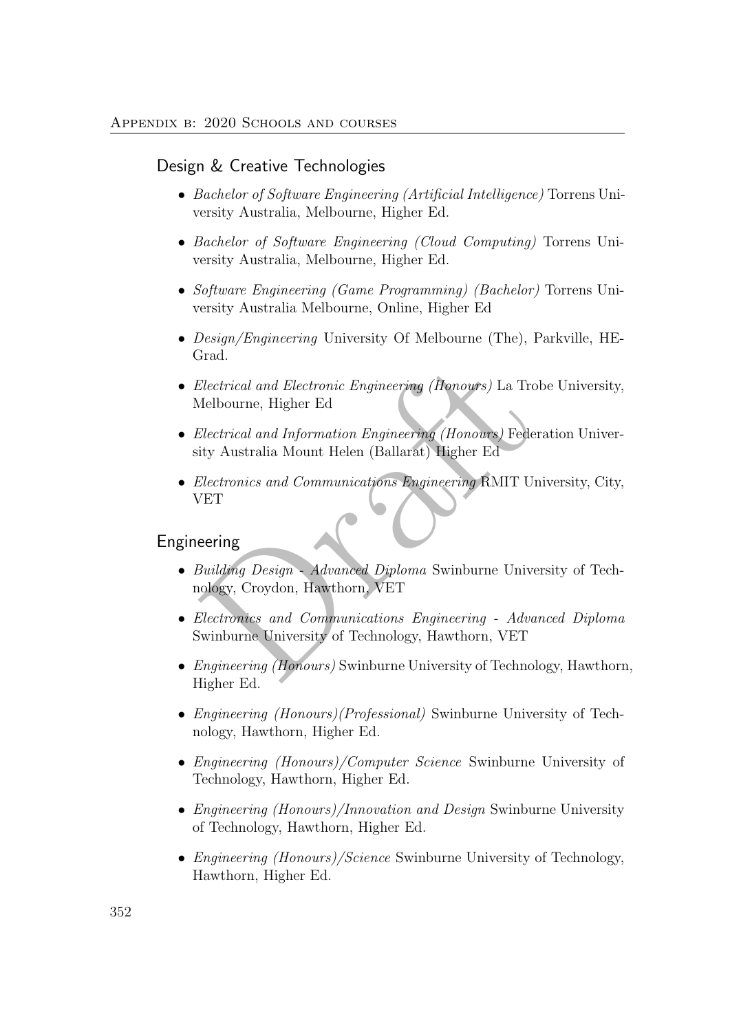## Design & Creative Technologies

- *Bachelor of Software Engineering (Artificial Intelligence)* Torrens University Australia, Melbourne, Higher Ed.
- *Bachelor of Software Engineering (Cloud Computing)* Torrens University Australia, Melbourne, Higher Ed.
- *Software Engineering (Game Programming) (Bachelor)* Torrens University Australia Melbourne, Online, Higher Ed
- *Design/Engineering* University Of Melbourne (The), Parkville, HE-Grad.
- *Electrical and Electronic Engineering (Honours)* La Trobe University, Melbourne, Higher Ed
- *Electrical and Information Engineering (Honours)* Federation University Australia Mount Helen (Ballarat) Higher Ed
- *Electronics and Communications Engineering* RMIT University, City, VET

## Engineering

- *Building Design - Advanced Diploma* Swinburne University of Technology, Croydon, Hawthorn, VET
- *Electronics and Communications Engineering - Advanced Diploma* Swinburne University of Technology, Hawthorn, VET
- *Engineering (Honours)* Swinburne University of Technology, Hawthorn, Higher Ed.
- *Engineering (Honours)(Professional)* Swinburne University of Technology, Hawthorn, Higher Ed.
- *Engineering (Honours)/Computer Science* Swinburne University of Technology, Hawthorn, Higher Ed.
- *Engineering (Honours)/Innovation and Design* Swinburne University of Technology, Hawthorn, Higher Ed.
- *Engineering (Honours)/Science* Swinburne University of Technology, Hawthorn, Higher Ed.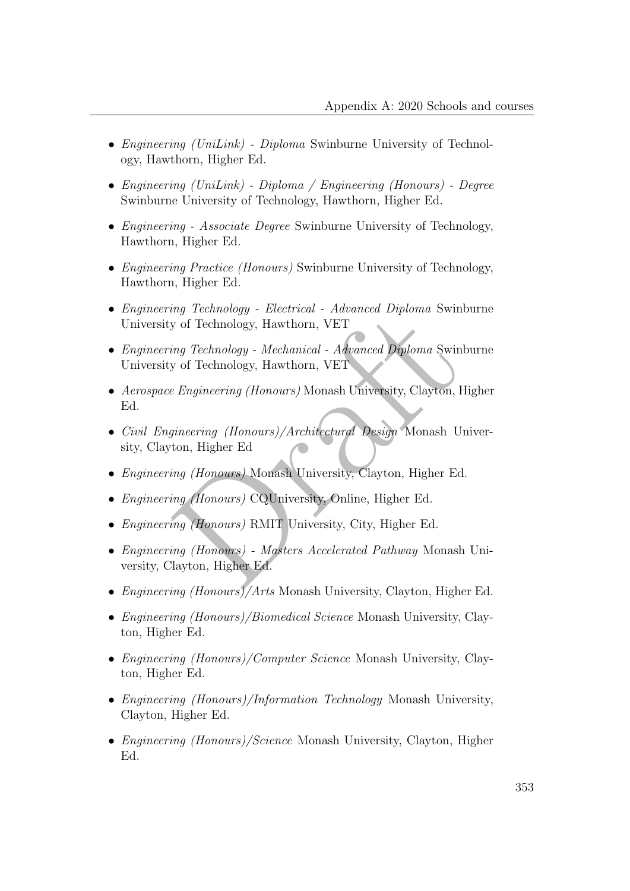- *Engineering (UniLink) - Diploma* Swinburne University of Technology, Hawthorn, Higher Ed.
- *Engineering (UniLink) - Diploma / Engineering (Honours) - Degree* Swinburne University of Technology, Hawthorn, Higher Ed.
- *Engineering - Associate Degree* Swinburne University of Technology, Hawthorn, Higher Ed.
- *Engineering Practice (Honours)* Swinburne University of Technology, Hawthorn, Higher Ed.
- *Engineering Technology - Electrical - Advanced Diploma* Swinburne University of Technology, Hawthorn, VET
- *Engineering Technology - Mechanical - Advanced Diploma* Swinburne University of Technology, Hawthorn, VET
- *Aerospace Engineering (Honours)* Monash University, Clayton, Higher Ed.
- *Civil Engineering (Honours)/Architectural Design* Monash University, Clayton, Higher Ed
- *Engineering (Honours)* Monash University, Clayton, Higher Ed.
- *Engineering (Honours)* CQUniversity, Online, Higher Ed.
- *Engineering (Honours)* RMIT University, City, Higher Ed.
- *Engineering (Honours) - Masters Accelerated Pathway* Monash University, Clayton, Higher Ed.
- *Engineering (Honours)/Arts* Monash University, Clayton, Higher Ed.
- *Engineering (Honours)/Biomedical Science* Monash University, Clayton, Higher Ed.
- *Engineering (Honours)/Computer Science* Monash University, Clayton, Higher Ed.
- *Engineering (Honours)/Information Technology* Monash University, Clayton, Higher Ed.
- *Engineering (Honours)/Science* Monash University, Clayton, Higher Ed.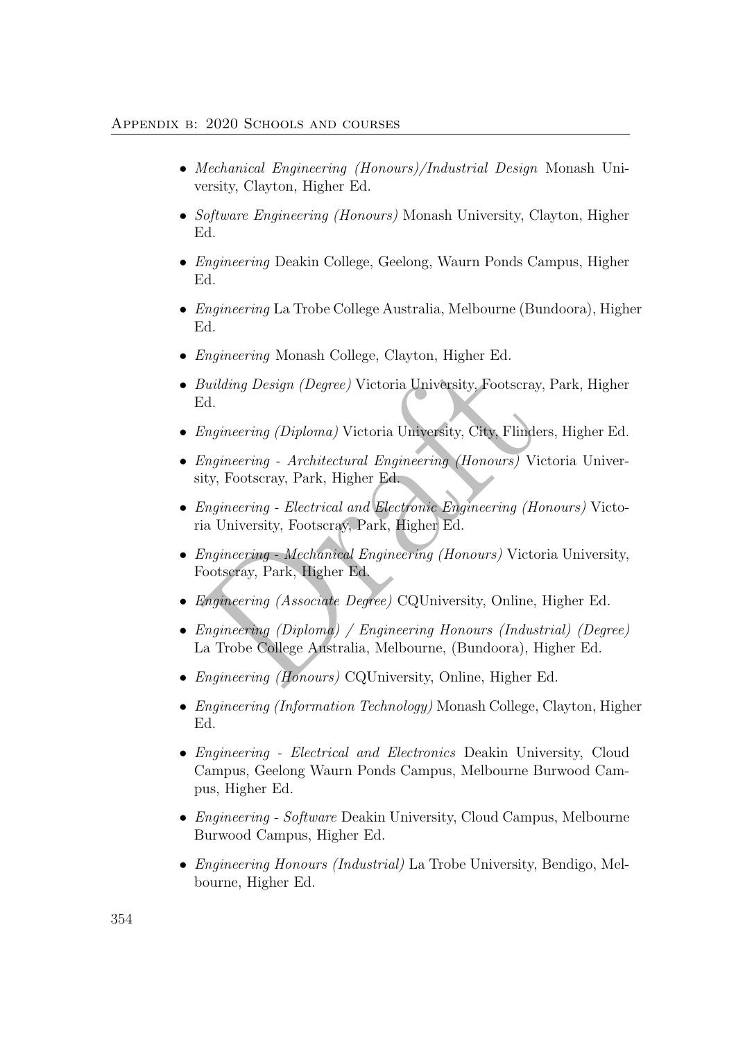- *Mechanical Engineering (Honours)/Industrial Design* Monash University, Clayton, Higher Ed.
- *Software Engineering (Honours)* Monash University, Clayton, Higher Ed.
- *Engineering* Deakin College, Geelong, Waurn Ponds Campus, Higher Ed.
- *Engineering* La Trobe College Australia, Melbourne (Bundoora), Higher Ed.
- *Engineering* Monash College, Clayton, Higher Ed.
- *Building Design (Degree)* Victoria University, Footscray, Park, Higher Ed.
- *Engineering (Diploma)* Victoria University, City, Flinders, Higher Ed.
- *Engineering - Architectural Engineering (Honours)* Victoria University, Footscray, Park, Higher Ed.
- *Engineering - Electrical and Electronic Engineering (Honours)* Victoria University, Footscray, Park, Higher Ed.
- *Engineering - Mechanical Engineering (Honours)* Victoria University, Footscray, Park, Higher Ed.
- *Engineering (Associate Degree)* CQUniversity, Online, Higher Ed.
- *Engineering (Diploma) / Engineering Honours (Industrial) (Degree)* La Trobe College Australia, Melbourne, (Bundoora), Higher Ed.
- *Engineering (Honours)* CQUniversity, Online, Higher Ed.
- *Engineering (Information Technology)* Monash College, Clayton, Higher Ed.
- *Engineering - Electrical and Electronics* Deakin University, Cloud Campus, Geelong Waurn Ponds Campus, Melbourne Burwood Campus, Higher Ed.
- *Engineering - Software* Deakin University, Cloud Campus, Melbourne Burwood Campus, Higher Ed.
- *Engineering Honours (Industrial)* La Trobe University, Bendigo, Melbourne, Higher Ed.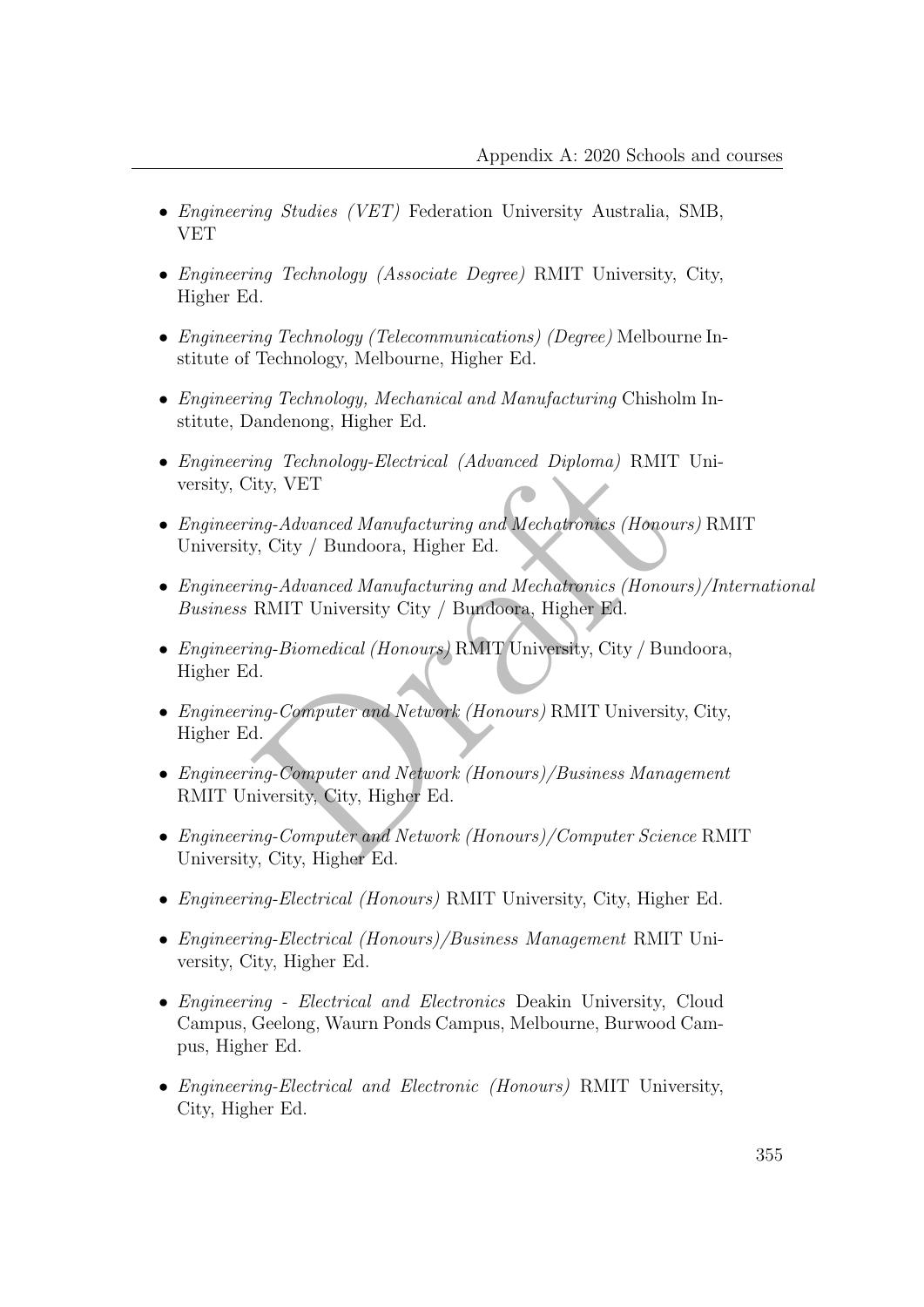- *Engineering Studies (VET)* Federation University Australia, SMB, VET
- *Engineering Technology (Associate Degree)* RMIT University, City, Higher Ed.
- *Engineering Technology (Telecommunications) (Degree)* Melbourne Institute of Technology, Melbourne, Higher Ed.
- *Engineering Technology, Mechanical and Manufacturing* Chisholm Institute, Dandenong, Higher Ed.
- *Engineering Technology-Electrical (Advanced Diploma)* RMIT University, City, VET
- *Engineering-Advanced Manufacturing and Mechatronics (Honours)* RMIT University, City / Bundoora, Higher Ed.
- *Engineering-Advanced Manufacturing and Mechatronics (Honours)/International Business* RMIT University City / Bundoora, Higher Ed.
- *Engineering-Biomedical (Honours)* RMIT University, City / Bundoora, Higher Ed.
- *Engineering-Computer and Network (Honours)* RMIT University, City, Higher Ed.
- *Engineering-Computer and Network (Honours)/Business Management* RMIT University, City, Higher Ed.
- *Engineering-Computer and Network (Honours)/Computer Science* RMIT University, City, Higher Ed.
- *Engineering-Electrical (Honours)* RMIT University, City, Higher Ed.
- *Engineering-Electrical (Honours)/Business Management* RMIT University, City, Higher Ed.
- *Engineering - Electrical and Electronics* Deakin University, Cloud Campus, Geelong, Waurn Ponds Campus, Melbourne, Burwood Campus, Higher Ed.
- *Engineering-Electrical and Electronic (Honours)* RMIT University, City, Higher Ed.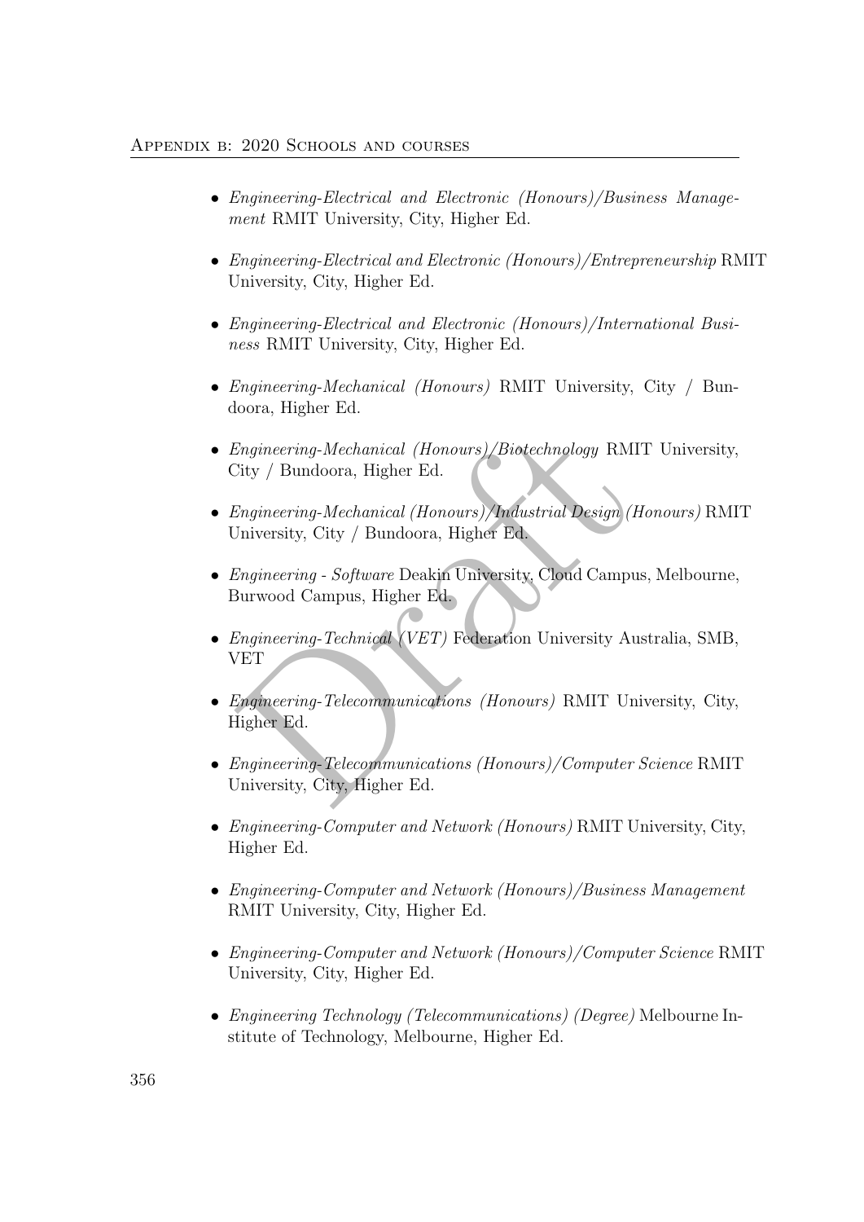- *Engineering-Electrical and Electronic (Honours)/Business Management* RMIT University, City, Higher Ed.

- *Engineering-Electrical and Electronic (Honours)/Entrepreneurship* RMIT University, City, Higher Ed.

- *Engineering-Electrical and Electronic (Honours)/International Business* RMIT University, City, Higher Ed.

- *Engineering-Mechanical (Honours)* RMIT University, City / Bundoora, Higher Ed.

- *Engineering-Mechanical (Honours)/Biotechnology* RMIT University, City / Bundoora, Higher Ed.

- *Engineering-Mechanical (Honours)/Industrial Design (Honours)* RMIT University, City / Bundoora, Higher Ed.

- *Engineering - Software* Deakin University, Cloud Campus, Melbourne, Burwood Campus, Higher Ed.

- *Engineering-Technical (VET)* Federation University Australia, SMB, VET

- *Engineering-Telecommunications (Honours)* RMIT University, City, Higher Ed.

- *Engineering-Telecommunications (Honours)/Computer Science* RMIT University, City, Higher Ed.

- *Engineering-Computer and Network (Honours)* RMIT University, City, Higher Ed.

- *Engineering-Computer and Network (Honours)/Business Management* RMIT University, City, Higher Ed.

- *Engineering-Computer and Network (Honours)/Computer Science* RMIT University, City, Higher Ed.

- *Engineering Technology (Telecommunications) (Degree)* Melbourne Institute of Technology, Melbourne, Higher Ed.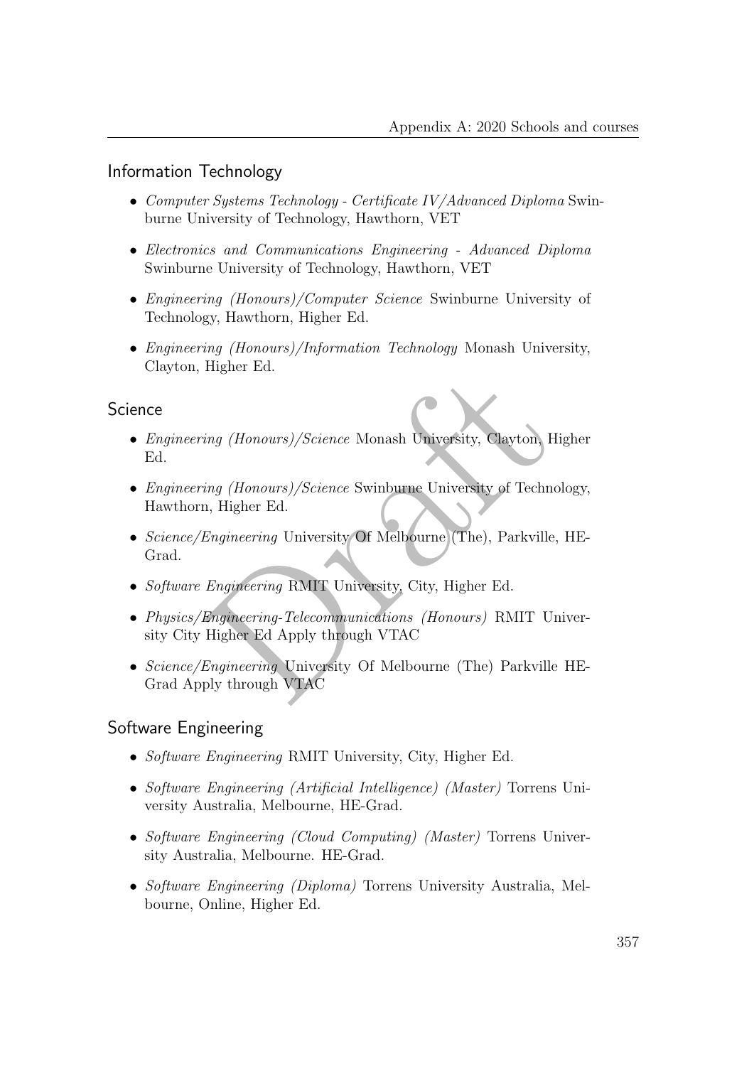## Information Technology

- *Computer Systems Technology - Certificate IV/Advanced Diploma* Swinburne University of Technology, Hawthorn, VET
- *Electronics and Communications Engineering - Advanced Diploma* Swinburne University of Technology, Hawthorn, VET
- *Engineering (Honours)/Computer Science* Swinburne University of Technology, Hawthorn, Higher Ed.
- *Engineering (Honours)/Information Technology* Monash University, Clayton, Higher Ed.

## Science

- *Engineering (Honours)/Science* Monash University, Clayton, Higher Ed.
- *Engineering (Honours)/Science* Swinburne University of Technology, Hawthorn, Higher Ed.
- *Science/Engineering* University Of Melbourne (The), Parkville, HE-Grad.
- *Software Engineering* RMIT University, City, Higher Ed.
- *Physics/Engineering-Telecommunications (Honours)* RMIT University City Higher Ed Apply through VTAC
- *Science/Engineering* University Of Melbourne (The) Parkville HE-Grad Apply through VTAC

## Software Engineering

- *Software Engineering* RMIT University, City, Higher Ed.
- *Software Engineering (Artificial Intelligence) (Master)* Torrens University Australia, Melbourne, HE-Grad.
- *Software Engineering (Cloud Computing) (Master)* Torrens University Australia, Melbourne. HE-Grad.
- *Software Engineering (Diploma)* Torrens University Australia, Melbourne, Online, Higher Ed.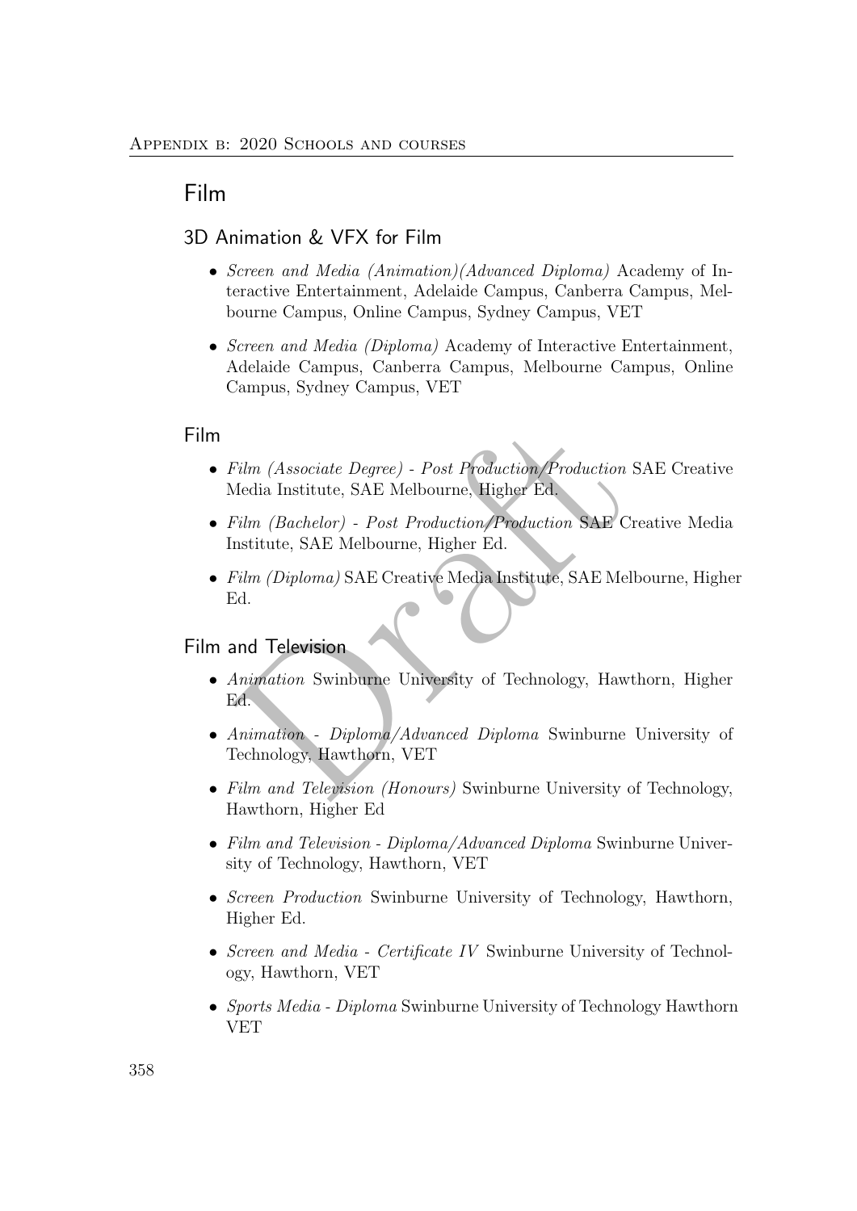# Film

## 3D Animation & VFX for Film

- *Screen and Media (Animation)(Advanced Diploma)* Academy of Interactive Entertainment, Adelaide Campus, Canberra Campus, Melbourne Campus, Online Campus, Sydney Campus, VET
- *Screen and Media (Diploma)* Academy of Interactive Entertainment, Adelaide Campus, Canberra Campus, Melbourne Campus, Online Campus, Sydney Campus, VET

## Film

- *Film (Associate Degree) - Post Production/Production* SAE Creative Media Institute, SAE Melbourne, Higher Ed.
- *Film (Bachelor) - Post Production/Production* SAE Creative Media Institute, SAE Melbourne, Higher Ed.
- *Film (Diploma)* SAE Creative Media Institute, SAE Melbourne, Higher Ed.

## Film and Television

- *Animation* Swinburne University of Technology, Hawthorn, Higher Ed.
- *Animation - Diploma/Advanced Diploma* Swinburne University of Technology, Hawthorn, VET
- *Film and Television (Honours)* Swinburne University of Technology, Hawthorn, Higher Ed
- *Film and Television - Diploma/Advanced Diploma* Swinburne University of Technology, Hawthorn, VET
- *Screen Production* Swinburne University of Technology, Hawthorn, Higher Ed.
- *Screen and Media - Certificate IV* Swinburne University of Technology, Hawthorn, VET
- *Sports Media - Diploma* Swinburne University of Technology Hawthorn VET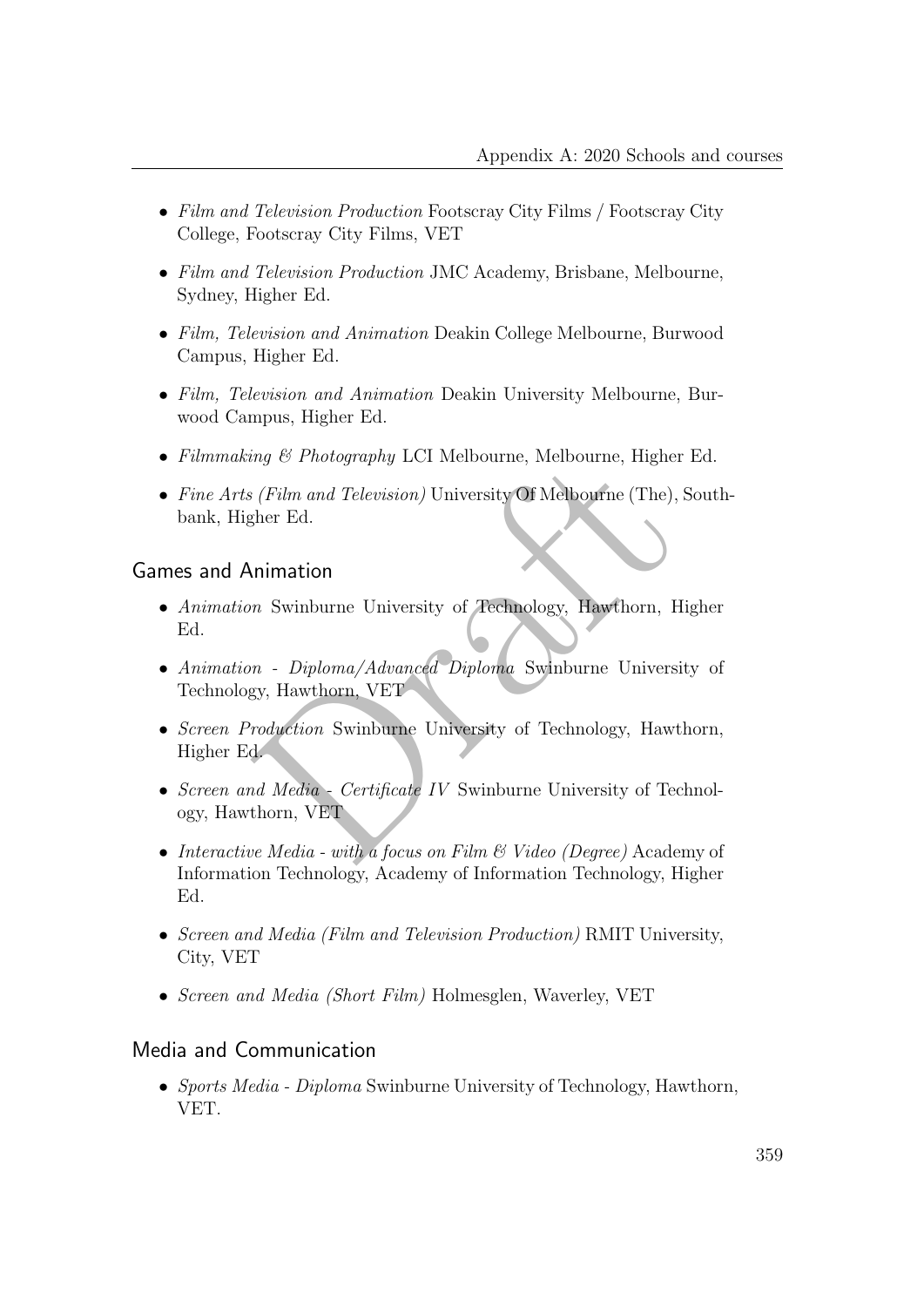- *Film and Television Production* Footscray City Films / Footscray City College, Footscray City Films, VET
- *Film and Television Production* JMC Academy, Brisbane, Melbourne, Sydney, Higher Ed.
- *Film, Television and Animation* Deakin College Melbourne, Burwood Campus, Higher Ed.
- *Film, Television and Animation* Deakin University Melbourne, Burwood Campus, Higher Ed.
- *Filmmaking & Photography* LCI Melbourne, Melbourne, Higher Ed.
- *Fine Arts (Film and Television)* University Of Melbourne (The), Southbank, Higher Ed.

## Games and Animation

- *Animation* Swinburne University of Technology, Hawthorn, Higher Ed.
- *Animation - Diploma/Advanced Diploma* Swinburne University of Technology, Hawthorn, VET
- *Screen Production* Swinburne University of Technology, Hawthorn, Higher Ed.
- *Screen and Media - Certificate IV* Swinburne University of Technology, Hawthorn, VET
- *Interactive Media - with a focus on Film & Video (Degree)* Academy of Information Technology, Academy of Information Technology, Higher Ed.
- *Screen and Media (Film and Television Production)* RMIT University, City, VET
- *Screen and Media (Short Film)* Holmesglen, Waverley, VET

## Media and Communication

- *Sports Media - Diploma* Swinburne University of Technology, Hawthorn, VET.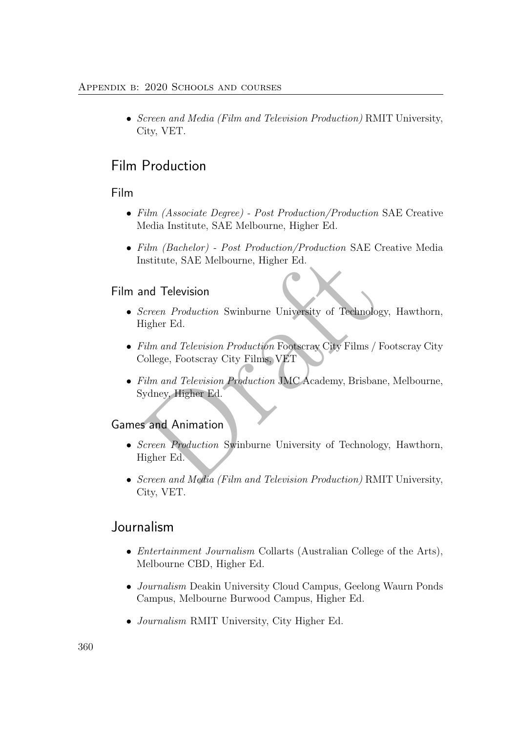- *Screen and Media (Film and Television Production)* RMIT University, City, VET.

## Film Production

### Film

- *Film (Associate Degree) - Post Production/Production* SAE Creative Media Institute, SAE Melbourne, Higher Ed.
- *Film (Bachelor) - Post Production/Production* SAE Creative Media Institute, SAE Melbourne, Higher Ed.

### Film and Television

- *Screen Production* Swinburne University of Technology, Hawthorn, Higher Ed.
- *Film and Television Production* Footscray City Films / Footscray City College, Footscray City Films, VET
- *Film and Television Production* JMC Academy, Brisbane, Melbourne, Sydney, Higher Ed.

### Games and Animation

- *Screen Production* Swinburne University of Technology, Hawthorn, Higher Ed.
- *Screen and Media (Film and Television Production)* RMIT University, City, VET.

## Journalism

- *Entertainment Journalism* Collarts (Australian College of the Arts), Melbourne CBD, Higher Ed.
- *Journalism* Deakin University Cloud Campus, Geelong Waurn Ponds Campus, Melbourne Burwood Campus, Higher Ed.
- *Journalism* RMIT University, City Higher Ed.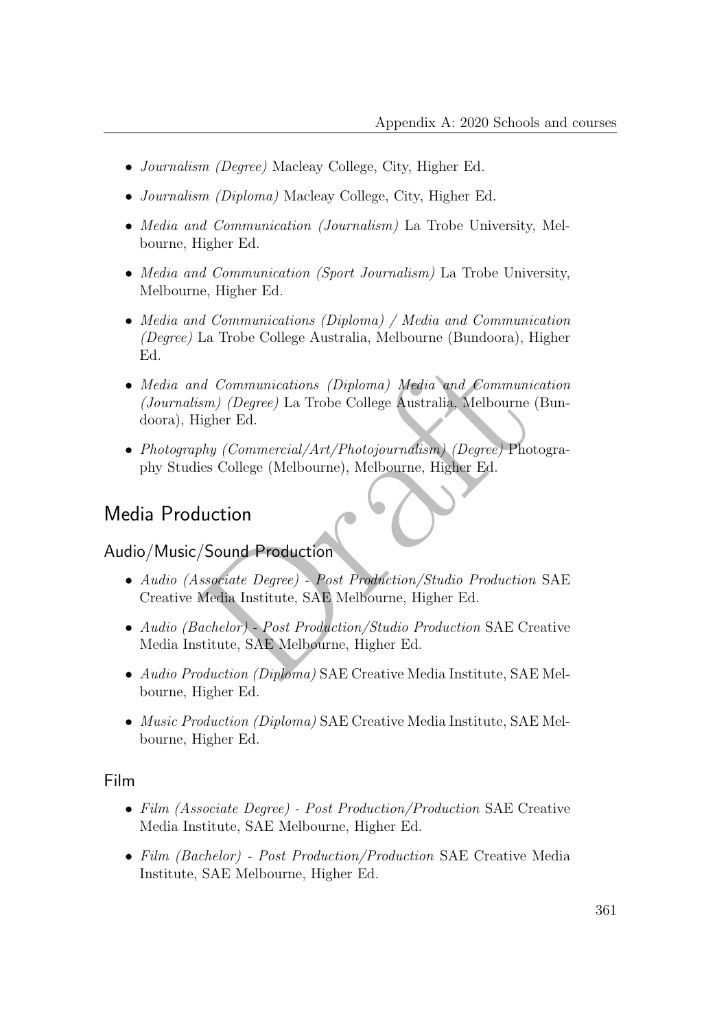- *Journalism (Degree)* Macleay College, City, Higher Ed.
- *Journalism (Diploma)* Macleay College, City, Higher Ed.
- *Media and Communication (Journalism)* La Trobe University, Melbourne, Higher Ed.
- *Media and Communication (Sport Journalism)* La Trobe University, Melbourne, Higher Ed.
- *Media and Communications (Diploma) / Media and Communication (Degree)* La Trobe College Australia, Melbourne (Bundoora), Higher Ed.
- *Media and Communications (Diploma) Media and Communication (Journalism) (Degree)* La Trobe College Australia, Melbourne (Bundoora), Higher Ed.
- *Photography (Commercial/Art/Photojournalism) (Degree)* Photography Studies College (Melbourne), Melbourne, Higher Ed.

## Media Production

### Audio/Music/Sound Production

- *Audio (Associate Degree) - Post Production/Studio Production* SAE Creative Media Institute, SAE Melbourne, Higher Ed.
- *Audio (Bachelor) - Post Production/Studio Production* SAE Creative Media Institute, SAE Melbourne, Higher Ed.
- *Audio Production (Diploma)* SAE Creative Media Institute, SAE Melbourne, Higher Ed.
- *Music Production (Diploma)* SAE Creative Media Institute, SAE Melbourne, Higher Ed.

### Film

- *Film (Associate Degree) - Post Production/Production* SAE Creative Media Institute, SAE Melbourne, Higher Ed.
- *Film (Bachelor) - Post Production/Production* SAE Creative Media Institute, SAE Melbourne, Higher Ed.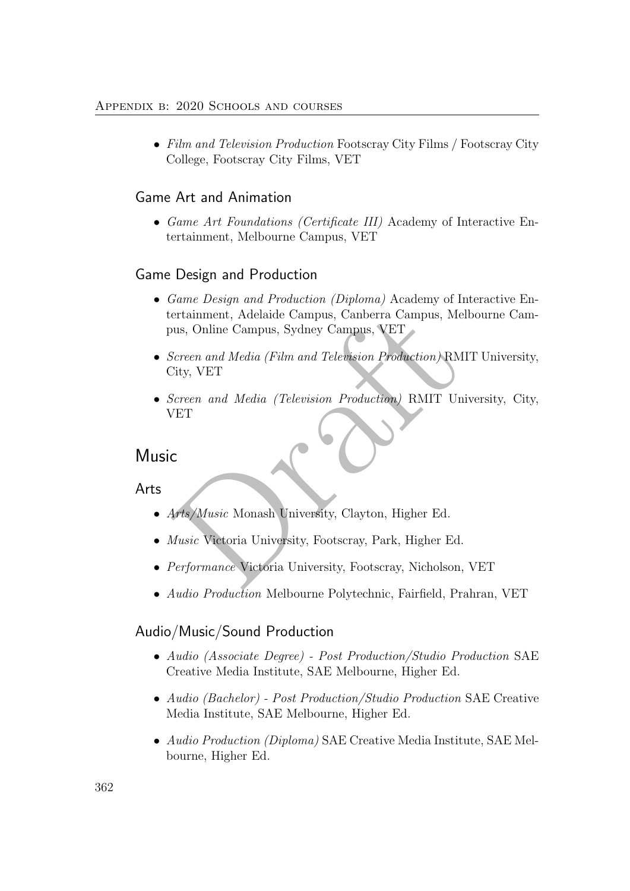- *Film and Television Production* Footscray City Films / Footscray City College, Footscray City Films, VET

### Game Art and Animation

- *Game Art Foundations (Certificate III)* Academy of Interactive Entertainment, Melbourne Campus, VET

### Game Design and Production

- *Game Design and Production (Diploma)* Academy of Interactive Entertainment, Adelaide Campus, Canberra Campus, Melbourne Campus, Online Campus, Sydney Campus, VET
- *Screen and Media (Film and Television Production)* RMIT University, City, VET
- *Screen and Media (Television Production)* RMIT University, City, VET

## Music

### Arts

- *Arts/Music* Monash University, Clayton, Higher Ed.
- *Music* Victoria University, Footscray, Park, Higher Ed.
- *Performance* Victoria University, Footscray, Nicholson, VET
- *Audio Production* Melbourne Polytechnic, Fairfield, Prahran, VET

### Audio/Music/Sound Production

- *Audio (Associate Degree) - Post Production/Studio Production* SAE Creative Media Institute, SAE Melbourne, Higher Ed.
- *Audio (Bachelor) - Post Production/Studio Production* SAE Creative Media Institute, SAE Melbourne, Higher Ed.
- *Audio Production (Diploma)* SAE Creative Media Institute, SAE Melbourne, Higher Ed.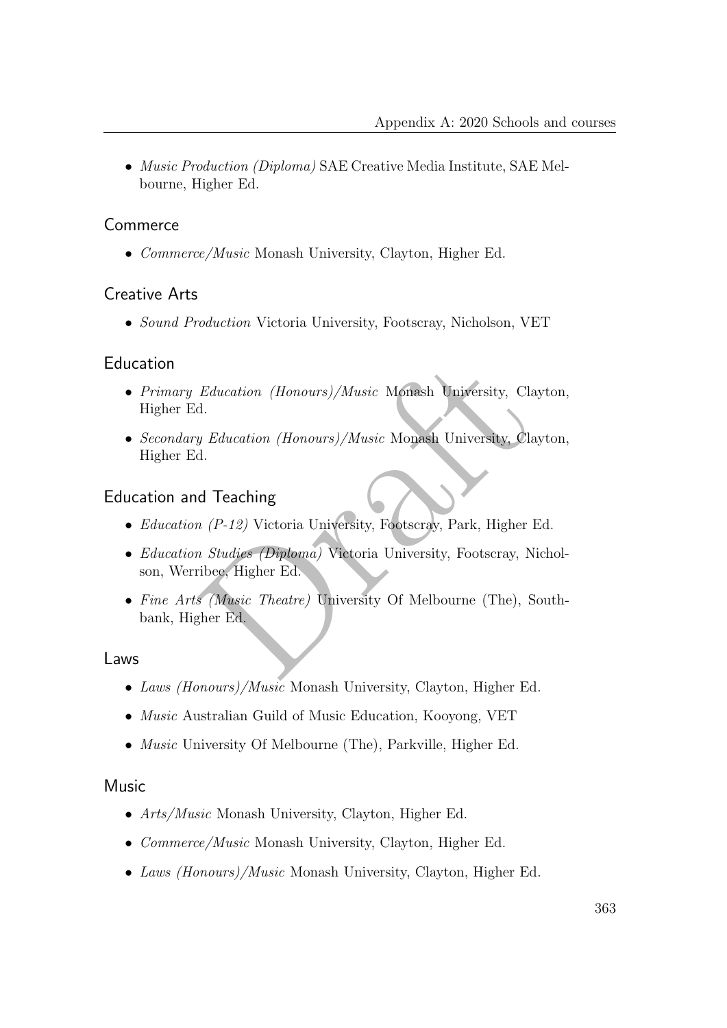- *Music Production (Diploma)* SAE Creative Media Institute, SAE Melbourne, Higher Ed.

## Commerce

- *Commerce/Music* Monash University, Clayton, Higher Ed.

## Creative Arts

- *Sound Production* Victoria University, Footscray, Nicholson, VET

## Education

- *Primary Education (Honours)/Music* Monash University, Clayton, Higher Ed.
- *Secondary Education (Honours)/Music* Monash University, Clayton, Higher Ed.

## Education and Teaching

- *Education (P-12)* Victoria University, Footscray, Park, Higher Ed.
- *Education Studies (Diploma)* Victoria University, Footscray, Nicholson, Werribee, Higher Ed.
- *Fine Arts (Music Theatre)* University Of Melbourne (The), Southbank, Higher Ed.

## Laws

- *Laws (Honours)/Music* Monash University, Clayton, Higher Ed.
- *Music* Australian Guild of Music Education, Kooyong, VET
- *Music* University Of Melbourne (The), Parkville, Higher Ed.

## Music

- *Arts/Music* Monash University, Clayton, Higher Ed.
- *Commerce/Music* Monash University, Clayton, Higher Ed.
- *Laws (Honours)/Music* Monash University, Clayton, Higher Ed.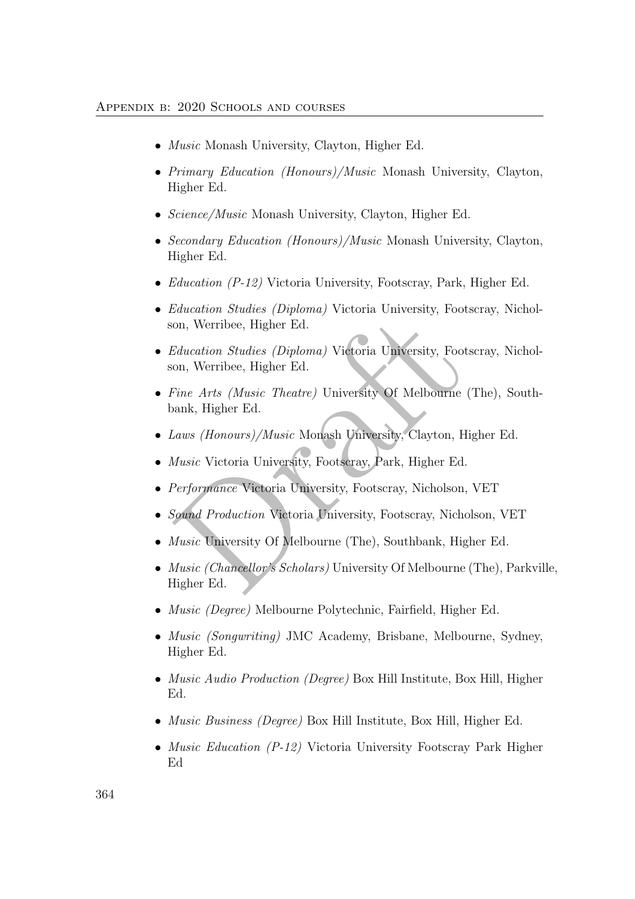- *Music* Monash University, Clayton, Higher Ed.
- *Primary Education (Honours)/Music* Monash University, Clayton, Higher Ed.
- *Science/Music* Monash University, Clayton, Higher Ed.
- *Secondary Education (Honours)/Music* Monash University, Clayton, Higher Ed.
- *Education (P-12)* Victoria University, Footscray, Park, Higher Ed.
- *Education Studies (Diploma)* Victoria University, Footscray, Nicholson, Werribee, Higher Ed.
- *Education Studies (Diploma)* Victoria University, Footscray, Nicholson, Werribee, Higher Ed.
- *Fine Arts (Music Theatre)* University Of Melbourne (The), Southbank, Higher Ed.
- *Laws (Honours)/Music* Monash University, Clayton, Higher Ed.
- *Music* Victoria University, Footscray, Park, Higher Ed.
- *Performance* Victoria University, Footscray, Nicholson, VET
- *Sound Production* Victoria University, Footscray, Nicholson, VET
- *Music* University Of Melbourne (The), Southbank, Higher Ed.
- *Music (Chancellor's Scholars)* University Of Melbourne (The), Parkville, Higher Ed.
- *Music (Degree)* Melbourne Polytechnic, Fairfield, Higher Ed.
- *Music (Songwriting)* JMC Academy, Brisbane, Melbourne, Sydney, Higher Ed.
- *Music Audio Production (Degree)* Box Hill Institute, Box Hill, Higher Ed.
- *Music Business (Degree)* Box Hill Institute, Box Hill, Higher Ed.
- *Music Education (P-12)* Victoria University Footscray Park Higher Ed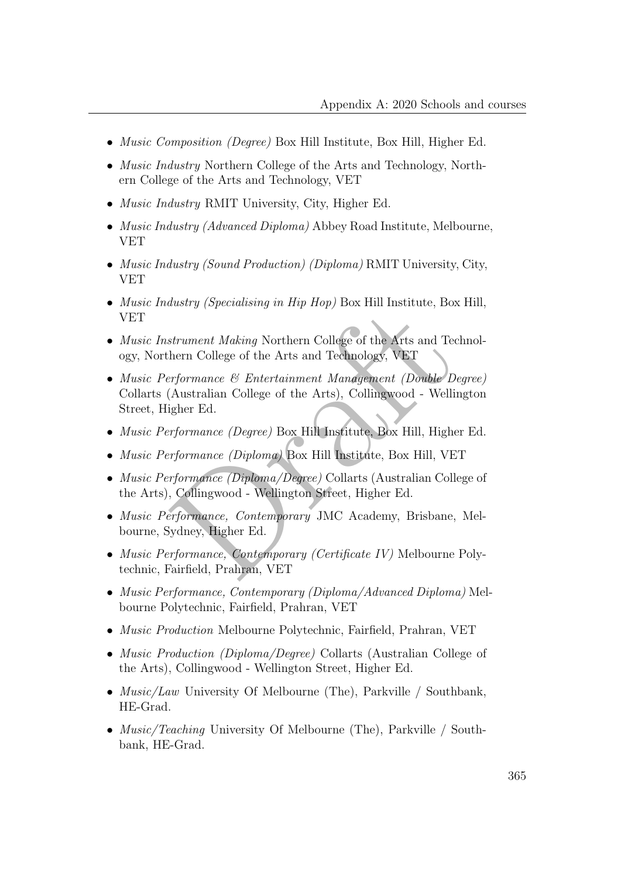- *Music Composition (Degree)* Box Hill Institute, Box Hill, Higher Ed.
- *Music Industry* Northern College of the Arts and Technology, Northern College of the Arts and Technology, VET
- *Music Industry* RMIT University, City, Higher Ed.
- *Music Industry (Advanced Diploma)* Abbey Road Institute, Melbourne, VET
- *Music Industry (Sound Production) (Diploma)* RMIT University, City, VET
- *Music Industry (Specialising in Hip Hop)* Box Hill Institute, Box Hill, VET
- *Music Instrument Making* Northern College of the Arts and Technology, Northern College of the Arts and Technology, VET
- *Music Performance & Entertainment Management (Double Degree)* Collarts (Australian College of the Arts), Collingwood - Wellington Street, Higher Ed.
- *Music Performance (Degree)* Box Hill Institute, Box Hill, Higher Ed.
- *Music Performance (Diploma)* Box Hill Institute, Box Hill, VET
- *Music Performance (Diploma/Degree)* Collarts (Australian College of the Arts), Collingwood - Wellington Street, Higher Ed.
- *Music Performance, Contemporary* JMC Academy, Brisbane, Melbourne, Sydney, Higher Ed.
- *Music Performance, Contemporary (Certificate IV)* Melbourne Polytechnic, Fairfield, Prahran, VET
- *Music Performance, Contemporary (Diploma/Advanced Diploma)* Melbourne Polytechnic, Fairfield, Prahran, VET
- *Music Production* Melbourne Polytechnic, Fairfield, Prahran, VET
- *Music Production (Diploma/Degree)* Collarts (Australian College of the Arts), Collingwood - Wellington Street, Higher Ed.
- *Music/Law* University Of Melbourne (The), Parkville / Southbank, HE-Grad.
- *Music/Teaching* University Of Melbourne (The), Parkville / Southbank, HE-Grad.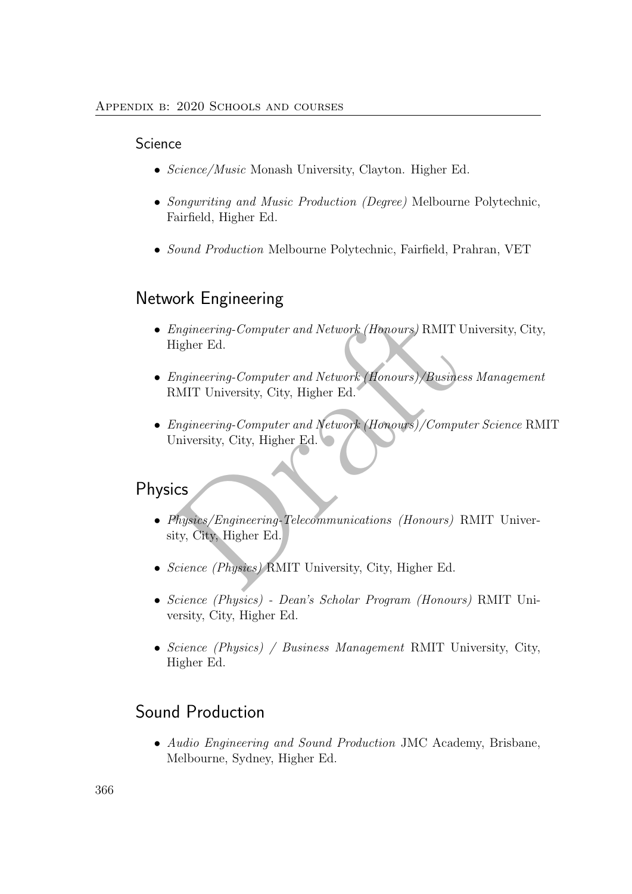## Science

- *Science/Music* Monash University, Clayton. Higher Ed.
- *Songwriting and Music Production (Degree)* Melbourne Polytechnic, Fairfield, Higher Ed.
- *Sound Production* Melbourne Polytechnic, Fairfield, Prahran, VET

## Network Engineering

- *Engineering-Computer and Network (Honours)* RMIT University, City, Higher Ed.
- *Engineering-Computer and Network (Honours)/Business Management* RMIT University, City, Higher Ed.
- *Engineering-Computer and Network (Honours)/Computer Science* RMIT University, City, Higher Ed.

## Physics

- *Physics/Engineering-Telecommunications (Honours)* RMIT University, City, Higher Ed.
- *Science (Physics)* RMIT University, City, Higher Ed.
- *Science (Physics) - Dean's Scholar Program (Honours)* RMIT University, City, Higher Ed.
- *Science (Physics) / Business Management* RMIT University, City, Higher Ed.

## Sound Production

- *Audio Engineering and Sound Production* JMC Academy, Brisbane, Melbourne, Sydney, Higher Ed.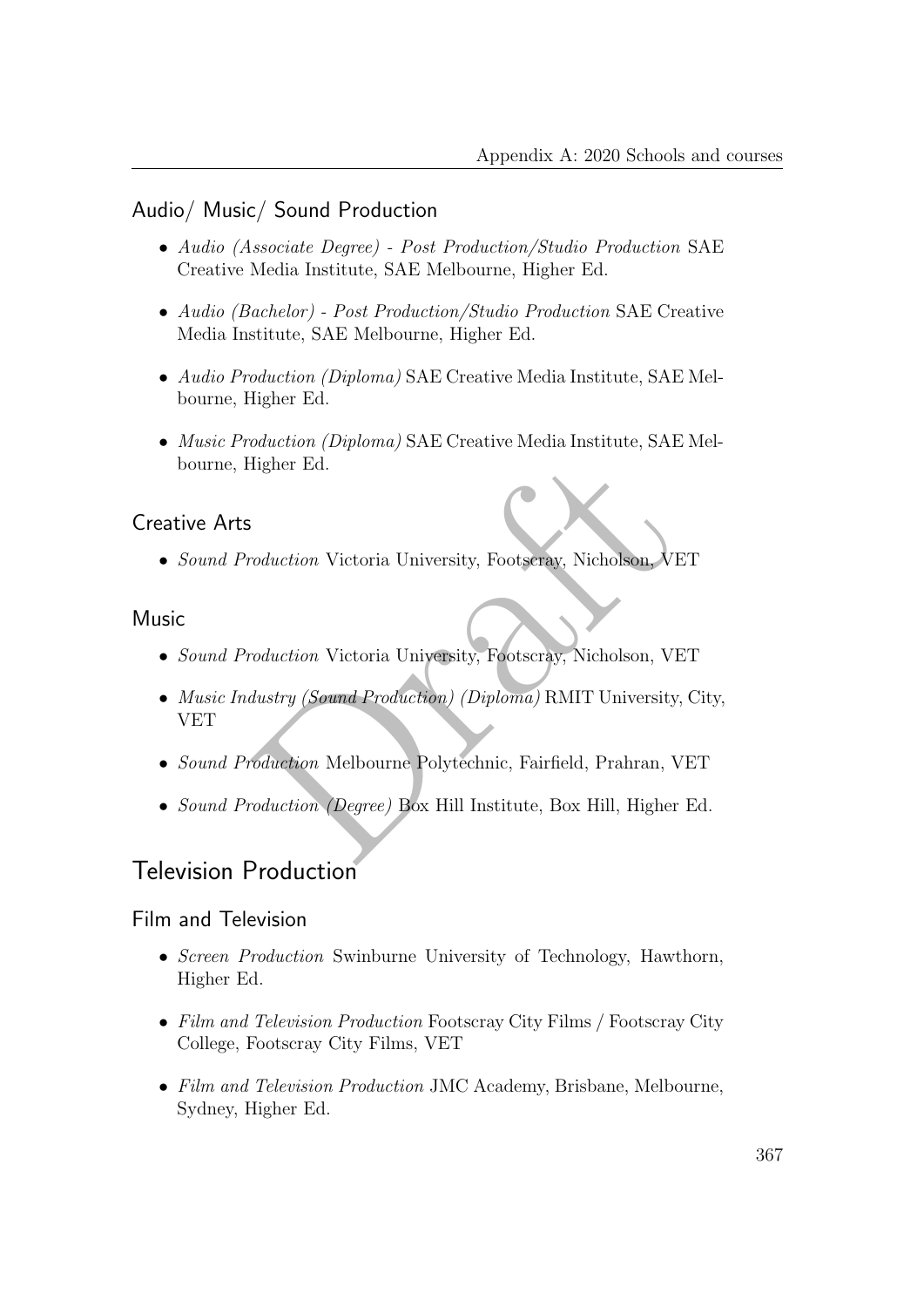### Audio/ Music/ Sound Production

- *Audio (Associate Degree) - Post Production/Studio Production* SAE Creative Media Institute, SAE Melbourne, Higher Ed.
- *Audio (Bachelor) - Post Production/Studio Production* SAE Creative Media Institute, SAE Melbourne, Higher Ed.
- *Audio Production (Diploma)* SAE Creative Media Institute, SAE Melbourne, Higher Ed.
- *Music Production (Diploma)* SAE Creative Media Institute, SAE Melbourne, Higher Ed.

### Creative Arts

- *Sound Production* Victoria University, Footscray, Nicholson, VET

### Music

- *Sound Production* Victoria University, Footscray, Nicholson, VET
- *Music Industry (Sound Production) (Diploma)* RMIT University, City, VET
- *Sound Production* Melbourne Polytechnic, Fairfield, Prahran, VET
- *Sound Production (Degree)* Box Hill Institute, Box Hill, Higher Ed.

## Television Production

### Film and Television

- *Screen Production* Swinburne University of Technology, Hawthorn, Higher Ed.
- *Film and Television Production* Footscray City Films / Footscray City College, Footscray City Films, VET
- *Film and Television Production* JMC Academy, Brisbane, Melbourne, Sydney, Higher Ed.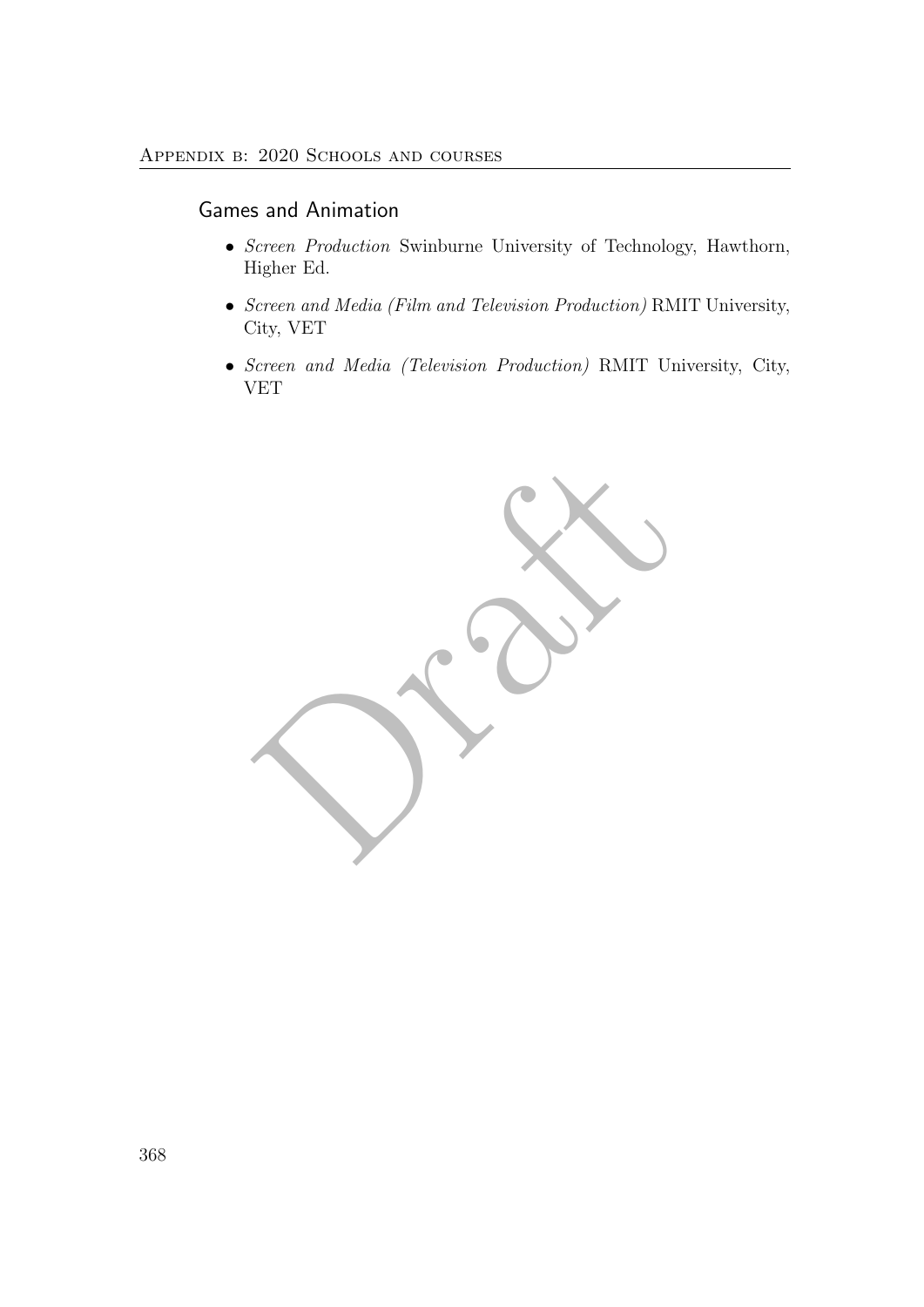## Games and Animation

- *Screen Production* Swinburne University of Technology, Hawthorn, Higher Ed.
- *Screen and Media (Film and Television Production)* RMIT University, City, VET
- *Screen and Media (Television Production)* RMIT University, City, VET